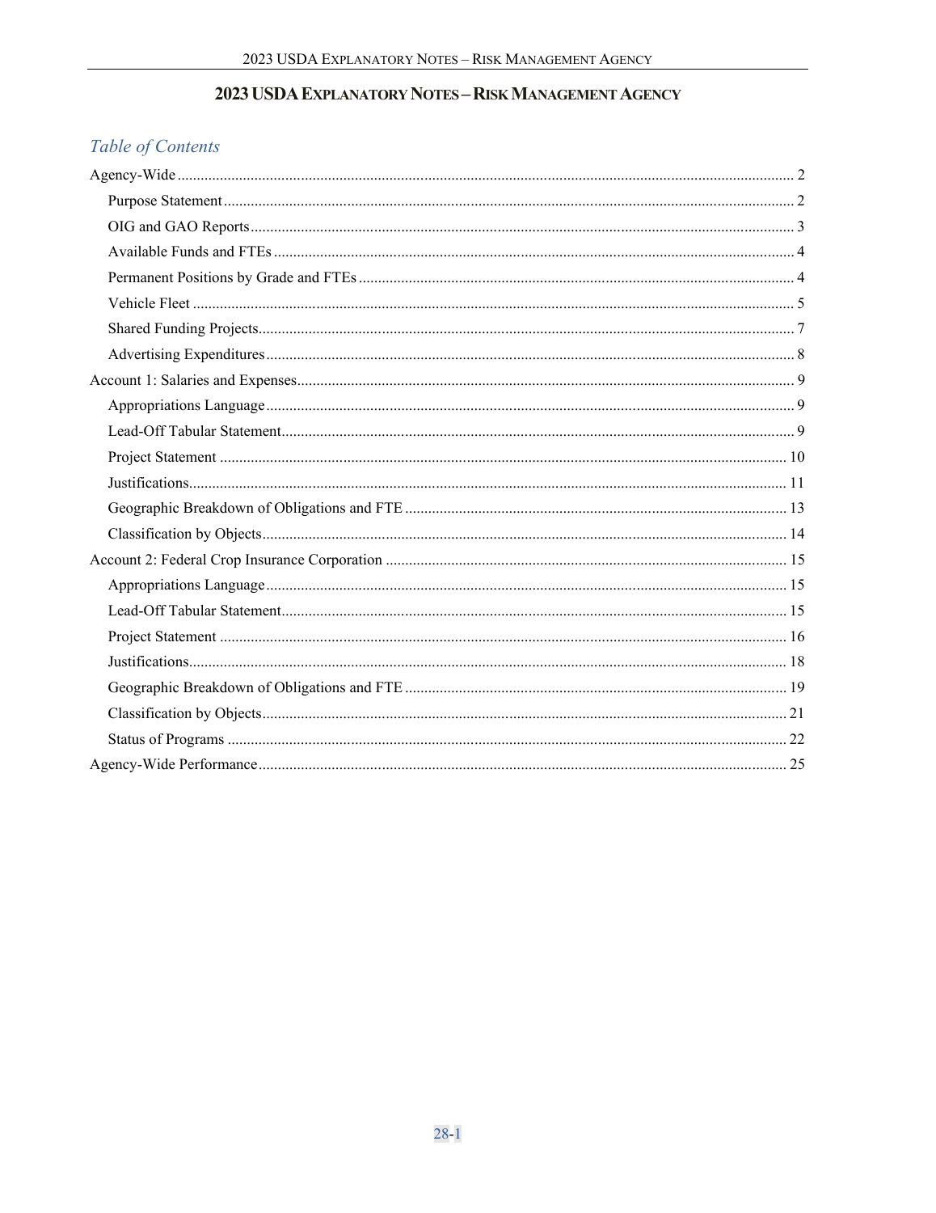# 2023 USDA EXPLANATORY NOTES – RISK MANAGEMENT AGENCY

*Table of Contents*

- Agency-Wide ..... 2
  - Purpose Statement ..... 2
  - OIG and GAO Reports ..... 3
  - Available Funds and FTEs ..... 4
  - Permanent Positions by Grade and FTEs ..... 4
  - Vehicle Fleet ..... 5
  - Shared Funding Projects ..... 7
  - Advertising Expenditures ..... 8
- Account 1: Salaries and Expenses ..... 9
  - Appropriations Language ..... 9
  - Lead-Off Tabular Statement ..... 9
  - Project Statement ..... 10
  - Justifications ..... 11
  - Geographic Breakdown of Obligations and FTE ..... 13
  - Classification by Objects ..... 14
- Account 2: Federal Crop Insurance Corporation ..... 15
  - Appropriations Language ..... 15
  - Lead-Off Tabular Statement ..... 15
  - Project Statement ..... 16
  - Justifications ..... 18
  - Geographic Breakdown of Obligations and FTE ..... 19
  - Classification by Objects ..... 21
  - Status of Programs ..... 22
- Agency-Wide Performance ..... 25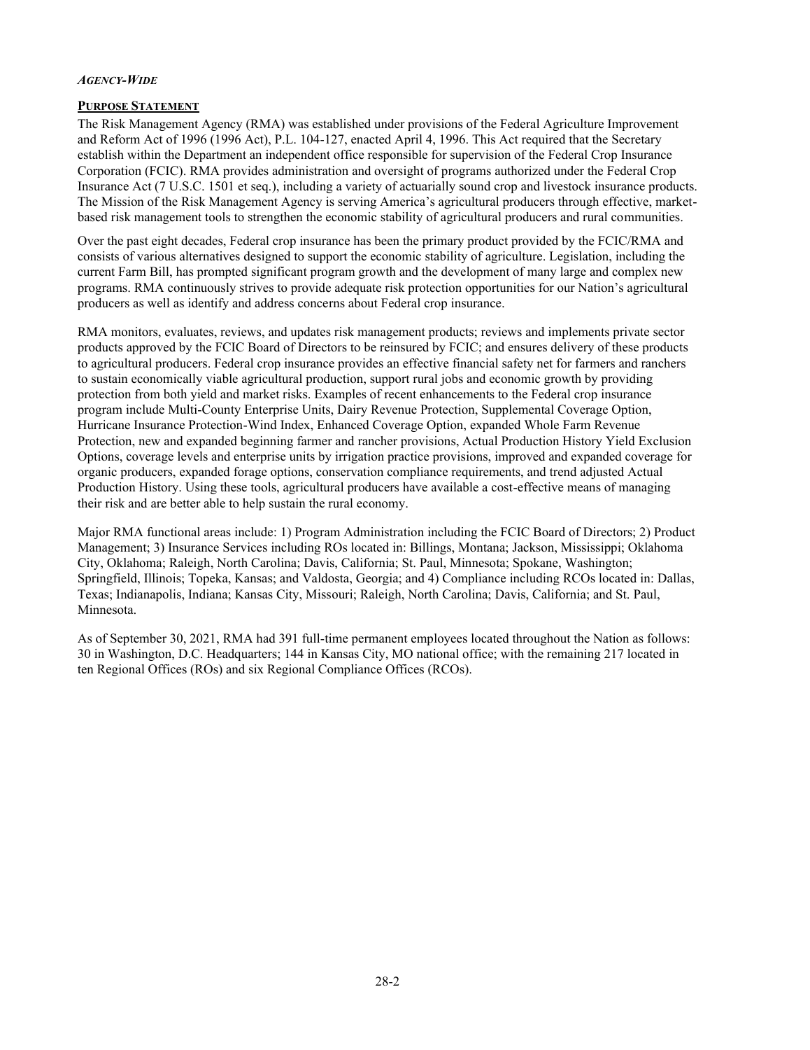***AGENCY-WIDE***

**PURPOSE STATEMENT**

The Risk Management Agency (RMA) was established under provisions of the Federal Agriculture Improvement and Reform Act of 1996 (1996 Act), P.L. 104-127, enacted April 4, 1996. This Act required that the Secretary establish within the Department an independent office responsible for supervision of the Federal Crop Insurance Corporation (FCIC). RMA provides administration and oversight of programs authorized under the Federal Crop Insurance Act (7 U.S.C. 1501 et seq.), including a variety of actuarially sound crop and livestock insurance products. The Mission of the Risk Management Agency is serving America's agricultural producers through effective, market-based risk management tools to strengthen the economic stability of agricultural producers and rural communities.

Over the past eight decades, Federal crop insurance has been the primary product provided by the FCIC/RMA and consists of various alternatives designed to support the economic stability of agriculture. Legislation, including the current Farm Bill, has prompted significant program growth and the development of many large and complex new programs. RMA continuously strives to provide adequate risk protection opportunities for our Nation's agricultural producers as well as identify and address concerns about Federal crop insurance.

RMA monitors, evaluates, reviews, and updates risk management products; reviews and implements private sector products approved by the FCIC Board of Directors to be reinsured by FCIC; and ensures delivery of these products to agricultural producers. Federal crop insurance provides an effective financial safety net for farmers and ranchers to sustain economically viable agricultural production, support rural jobs and economic growth by providing protection from both yield and market risks. Examples of recent enhancements to the Federal crop insurance program include Multi-County Enterprise Units, Dairy Revenue Protection, Supplemental Coverage Option, Hurricane Insurance Protection-Wind Index, Enhanced Coverage Option, expanded Whole Farm Revenue Protection, new and expanded beginning farmer and rancher provisions, Actual Production History Yield Exclusion Options, coverage levels and enterprise units by irrigation practice provisions, improved and expanded coverage for organic producers, expanded forage options, conservation compliance requirements, and trend adjusted Actual Production History. Using these tools, agricultural producers have available a cost-effective means of managing their risk and are better able to help sustain the rural economy.

Major RMA functional areas include: 1) Program Administration including the FCIC Board of Directors; 2) Product Management; 3) Insurance Services including ROs located in: Billings, Montana; Jackson, Mississippi; Oklahoma City, Oklahoma; Raleigh, North Carolina; Davis, California; St. Paul, Minnesota; Spokane, Washington; Springfield, Illinois; Topeka, Kansas; and Valdosta, Georgia; and 4) Compliance including RCOs located in: Dallas, Texas; Indianapolis, Indiana; Kansas City, Missouri; Raleigh, North Carolina; Davis, California; and St. Paul, Minnesota.

As of September 30, 2021, RMA had 391 full-time permanent employees located throughout the Nation as follows: 30 in Washington, D.C. Headquarters; 144 in Kansas City, MO national office; with the remaining 217 located in ten Regional Offices (ROs) and six Regional Compliance Offices (RCOs).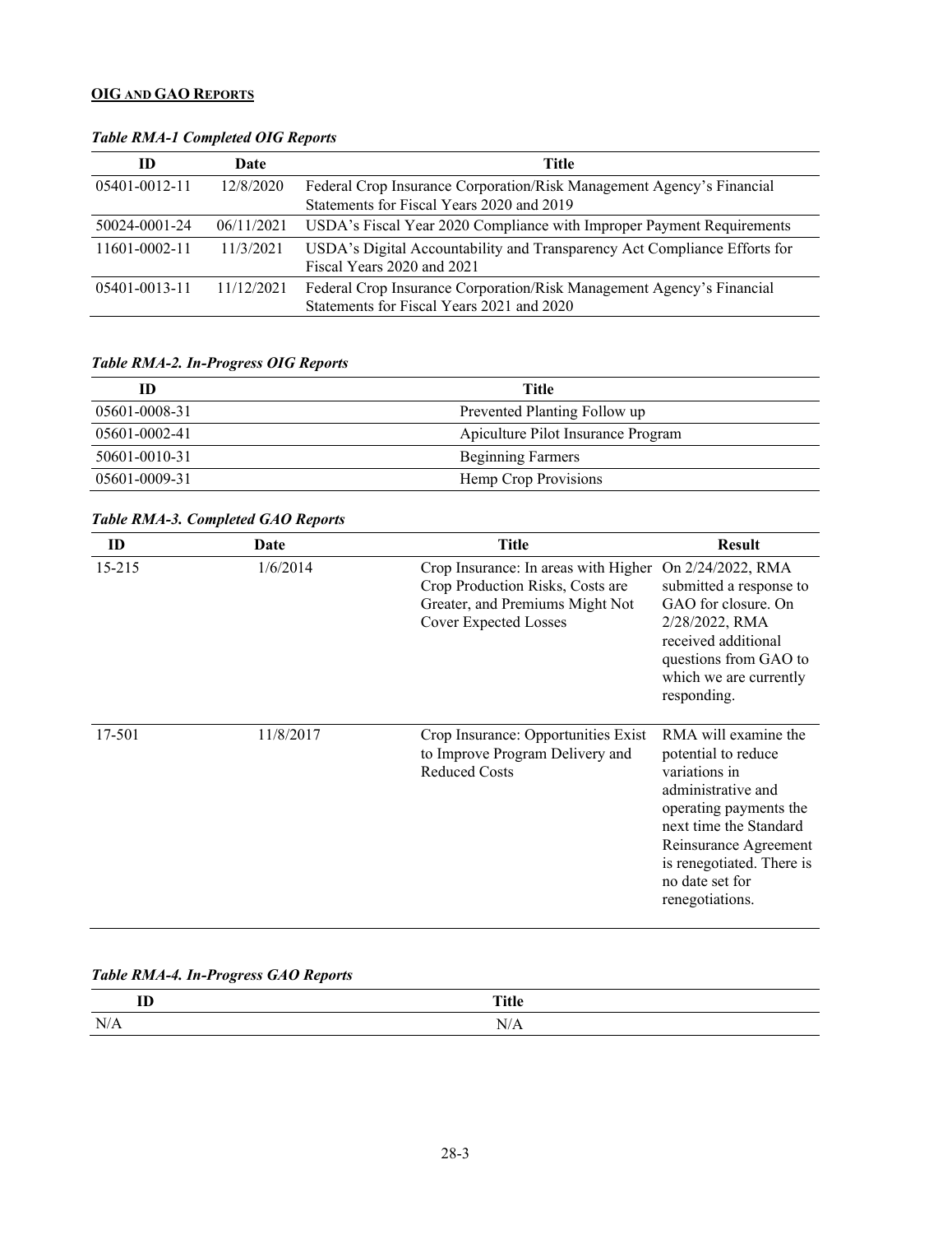**OIG AND GAO REPORTS**

***Table RMA-1 Completed OIG Reports***

| ID | Date | Title |
|---|---|---|
| 05401-0012-11 | 12/8/2020 | Federal Crop Insurance Corporation/Risk Management Agency's Financial Statements for Fiscal Years 2020 and 2019 |
| 50024-0001-24 | 06/11/2021 | USDA's Fiscal Year 2020 Compliance with Improper Payment Requirements |
| 11601-0002-11 | 11/3/2021 | USDA's Digital Accountability and Transparency Act Compliance Efforts for Fiscal Years 2020 and 2021 |
| 05401-0013-11 | 11/12/2021 | Federal Crop Insurance Corporation/Risk Management Agency's Financial Statements for Fiscal Years 2021 and 2020 |

***Table RMA-2. In-Progress OIG Reports***

| ID | Title |
|---|---|
| 05601-0008-31 | Prevented Planting Follow up |
| 05601-0002-41 | Apiculture Pilot Insurance Program |
| 50601-0010-31 | Beginning Farmers |
| 05601-0009-31 | Hemp Crop Provisions |

***Table RMA-3. Completed GAO Reports***

| ID | Date | Title | Result |
|---|---|---|---|
| 15-215 | 1/6/2014 | Crop Insurance: In areas with Higher Crop Production Risks, Costs are Greater, and Premiums Might Not Cover Expected Losses | On 2/24/2022, RMA submitted a response to GAO for closure. On 2/28/2022, RMA received additional questions from GAO to which we are currently responding. |
| 17-501 | 11/8/2017 | Crop Insurance: Opportunities Exist to Improve Program Delivery and Reduced Costs | RMA will examine the potential to reduce variations in administrative and operating payments the next time the Standard Reinsurance Agreement is renegotiated. There is no date set for renegotiations. |

***Table RMA-4. In-Progress GAO Reports***

| ID | Title |
|---|---|
| N/A | N/A |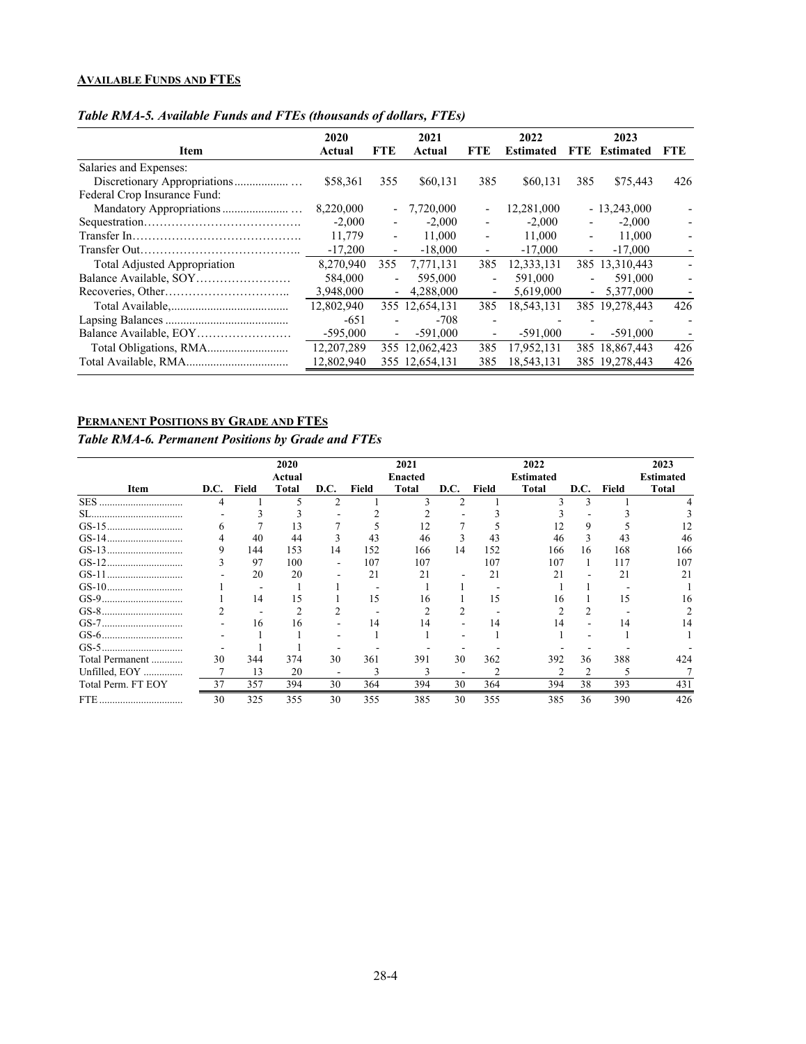**AVAILABLE FUNDS AND FTES**

*Table RMA-5. Available Funds and FTEs (thousands of dollars, FTEs)*

| Item | 2020 Actual | FTE | 2021 Actual | FTE | 2022 Estimated | FTE | 2023 Estimated | FTE |
|---|---|---|---|---|---|---|---|---|
| Salaries and Expenses: | | | | | | | | |
| Discretionary Appropriations | $58,361 | 355 | $60,131 | 385 | $60,131 | 385 | $75,443 | 426 |
| Federal Crop Insurance Fund: | | | | | | | | |
| Mandatory Appropriations | 8,220,000 | - | 7,720,000 | - | 12,281,000 | - | 13,243,000 | - |
| Sequestration | -2,000 | - | -2,000 | - | -2,000 | - | -2,000 | - |
| Transfer In | 11,779 | - | 11,000 | - | 11,000 | - | 11,000 | - |
| Transfer Out | -17,200 | - | -18,000 | - | -17,000 | - | -17,000 | - |
| Total Adjusted Appropriation | 8,270,940 | 355 | 7,771,131 | 385 | 12,333,131 | 385 | 13,310,443 | - |
| Balance Available, SOY | 584,000 | - | 595,000 | - | 591,000 | - | 591,000 | - |
| Recoveries, Other | 3,948,000 | - | 4,288,000 | - | 5,619,000 | - | 5,377,000 | - |
| Total Available, | 12,802,940 | 355 | 12,654,131 | 385 | 18,543,131 | 385 | 19,278,443 | 426 |
| Lapsing Balances | -651 | - | -708 | - | - | - | - | - |
| Balance Available, EOY | -595,000 | - | -591,000 | - | -591,000 | - | -591,000 | - |
| Total Obligations, RMA | 12,207,289 | 355 | 12,062,423 | 385 | 17,952,131 | 385 | 18,867,443 | 426 |
| Total Available, RMA | 12,802,940 | 355 | 12,654,131 | 385 | 18,543,131 | 385 | 19,278,443 | 426 |

**PERMANENT POSITIONS BY GRADE AND FTES**

*Table RMA-6. Permanent Positions by Grade and FTEs*

| Item | D.C. | Field | 2020 Actual Total | D.C. | Field | 2021 Enacted Total | D.C. | Field | 2022 Estimated Total | D.C. | Field | 2023 Estimated Total |
|---|---|---|---|---|---|---|---|---|---|---|---|---|
| SES | 4 | 1 | 5 | 2 | 1 | 3 | 2 | 1 | 3 | 3 | 1 | 4 |
| SL | - | 3 | 3 | - | 2 | 2 | - | 3 | 3 | - | 3 | 3 |
| GS-15 | 6 | 7 | 13 | 7 | 5 | 12 | 7 | 5 | 12 | 9 | 5 | 12 |
| GS-14 | 4 | 40 | 44 | 3 | 43 | 46 | 3 | 43 | 46 | 3 | 43 | 46 |
| GS-13 | 9 | 144 | 153 | 14 | 152 | 166 | 14 | 152 | 166 | 16 | 168 | 166 |
| GS-12 | 3 | 97 | 100 | - | 107 | 107 | | 107 | 107 | 1 | 117 | 107 |
| GS-11 | - | 20 | 20 | - | 21 | 21 | - | 21 | 21 | - | 21 | 21 |
| GS-10 | 1 | - | 1 | 1 | - | 1 | 1 | - | 1 | 1 | - | 1 |
| GS-9 | 1 | 14 | 15 | 1 | 15 | 16 | 1 | 15 | 16 | 1 | 15 | 16 |
| GS-8 | 2 | - | 2 | 2 | - | 2 | 2 | - | 2 | 2 | - | 2 |
| GS-7 | - | 16 | 16 | - | 14 | 14 | - | 14 | 14 | - | 14 | 14 |
| GS-6 | - | 1 | 1 | - | 1 | 1 | - | 1 | 1 | - | 1 | 1 |
| GS-5 | - | 1 | 1 | - | - | - | - | - | - | - | - | - |
| Total Permanent | 30 | 344 | 374 | 30 | 361 | 391 | 30 | 362 | 392 | 36 | 388 | 424 |
| Unfilled, EOY | 7 | 13 | 20 | - | 3 | 3 | - | 2 | 2 | 2 | 5 | 7 |
| Total Perm. FT EOY | 37 | 357 | 394 | 30 | 364 | 394 | 30 | 364 | 394 | 38 | 393 | 431 |
| FTE | 30 | 325 | 355 | 30 | 355 | 385 | 30 | 355 | 385 | 36 | 390 | 426 |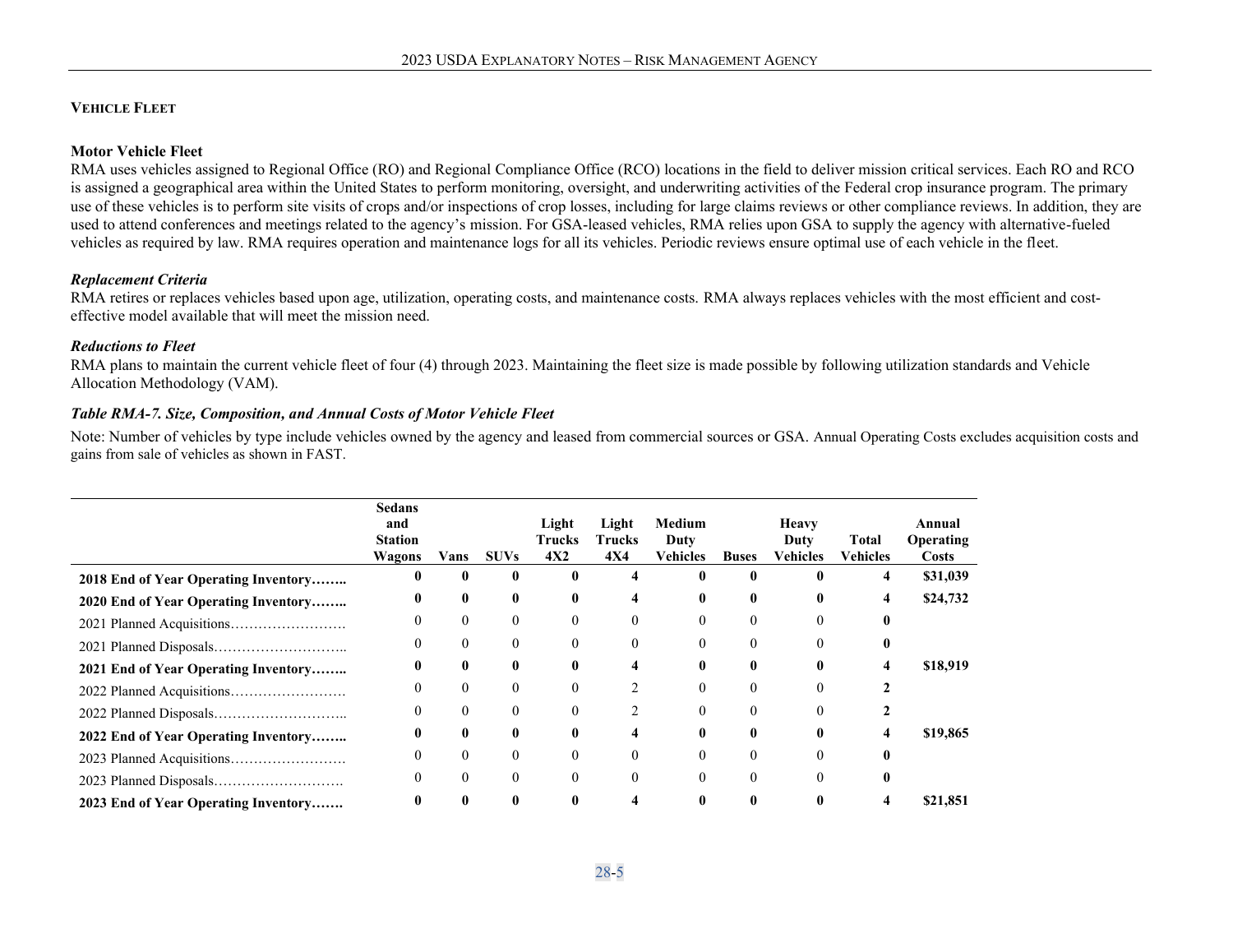## Vehicle Fleet

### Motor Vehicle Fleet

RMA uses vehicles assigned to Regional Office (RO) and Regional Compliance Office (RCO) locations in the field to deliver mission critical services. Each RO and RCO is assigned a geographical area within the United States to perform monitoring, oversight, and underwriting activities of the Federal crop insurance program. The primary use of these vehicles is to perform site visits of crops and/or inspections of crop losses, including for large claims reviews or other compliance reviews. In addition, they are used to attend conferences and meetings related to the agency's mission. For GSA-leased vehicles, RMA relies upon GSA to supply the agency with alternative-fueled vehicles as required by law. RMA requires operation and maintenance logs for all its vehicles. Periodic reviews ensure optimal use of each vehicle in the fleet.

***Replacement Criteria***

RMA retires or replaces vehicles based upon age, utilization, operating costs, and maintenance costs. RMA always replaces vehicles with the most efficient and cost-effective model available that will meet the mission need.

***Reductions to Fleet***

RMA plans to maintain the current vehicle fleet of four (4) through 2023. Maintaining the fleet size is made possible by following utilization standards and Vehicle Allocation Methodology (VAM).

***Table RMA-7. Size, Composition, and Annual Costs of Motor Vehicle Fleet***

Note: Number of vehicles by type include vehicles owned by the agency and leased from commercial sources or GSA. Annual Operating Costs excludes acquisition costs and gains from sale of vehicles as shown in FAST.

| | Sedans and Station Wagons | Vans | SUVs | Light Trucks 4X2 | Light Trucks 4X4 | Medium Duty Vehicles | Buses | Heavy Duty Vehicles | Total Vehicles | Annual Operating Costs |
|---|---|---|---|---|---|---|---|---|---|---|
| **2018 End of Year Operating Inventory……..** | **0** | **0** | **0** | **0** | **4** | **0** | **0** | **0** | **4** | **$31,039** |
| **2020 End of Year Operating Inventory……..** | **0** | **0** | **0** | **0** | **4** | **0** | **0** | **0** | **4** | **$24,732** |
| 2021 Planned Acquisitions……………………. | 0 | 0 | 0 | 0 | 0 | 0 | 0 | 0 | **0** | |
| 2021 Planned Disposals……………………….. | 0 | 0 | 0 | 0 | 0 | 0 | 0 | 0 | **0** | |
| **2021 End of Year Operating Inventory……..** | **0** | **0** | **0** | **0** | **4** | **0** | **0** | **0** | **4** | **$18,919** |
| 2022 Planned Acquisitions……………………. | 0 | 0 | 0 | 0 | 2 | 0 | 0 | 0 | **2** | |
| 2022 Planned Disposals……………………….. | 0 | 0 | 0 | 0 | 2 | 0 | 0 | 0 | **2** | |
| **2022 End of Year Operating Inventory……..** | **0** | **0** | **0** | **0** | **4** | **0** | **0** | **0** | **4** | **$19,865** |
| 2023 Planned Acquisitions……………………. | 0 | 0 | 0 | 0 | 0 | 0 | 0 | 0 | **0** | |
| 2023 Planned Disposals………………………. | 0 | 0 | 0 | 0 | 0 | 0 | 0 | 0 | **0** | |
| **2023 End of Year Operating Inventory…….** | **0** | **0** | **0** | **0** | **4** | **0** | **0** | **0** | **4** | **$21,851** |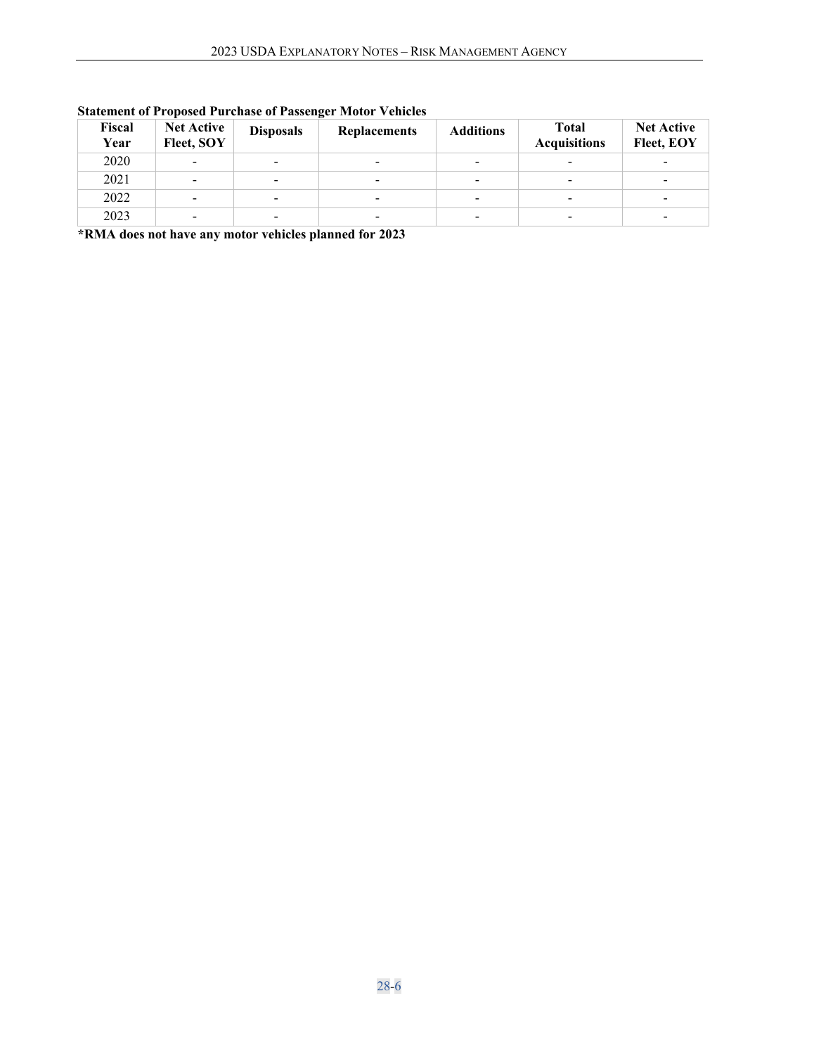**Statement of Proposed Purchase of Passenger Motor Vehicles**

| Fiscal Year | Net Active Fleet, SOY | Disposals | Replacements | Additions | Total Acquisitions | Net Active Fleet, EOY |
|---|---|---|---|---|---|---|
| 2020 | - | - | - | - | - | - |
| 2021 | - | - | - | - | - | - |
| 2022 | - | - | - | - | - | - |
| 2023 | - | - | - | - | - | - |

**\*RMA does not have any motor vehicles planned for 2023**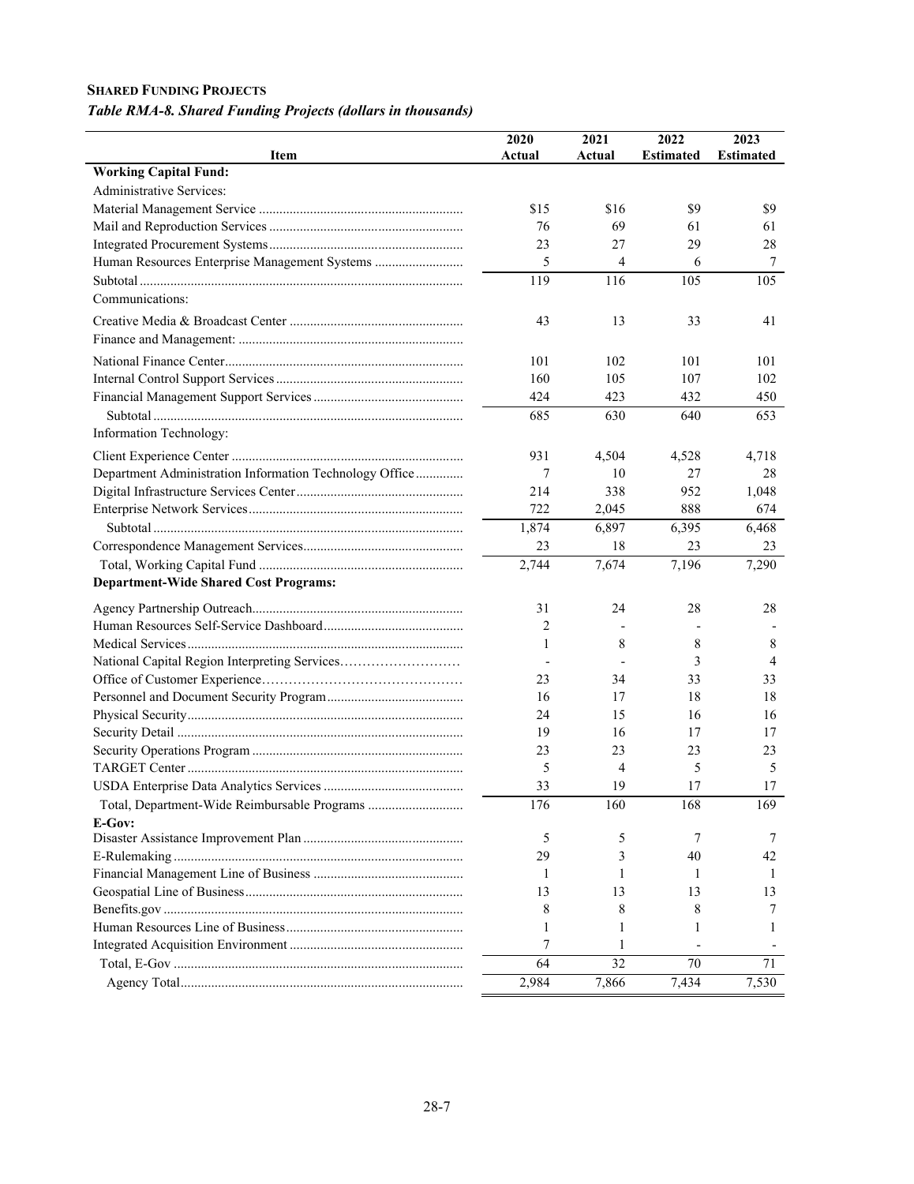**SHARED FUNDING PROJECTS**

***Table RMA-8. Shared Funding Projects (dollars in thousands)***

| Item | 2020 Actual | 2021 Actual | 2022 Estimated | 2023 Estimated |
|---|---|---|---|---|
| **Working Capital Fund:** | | | | |
| Administrative Services: | | | | |
| Material Management Service | $15 | $16 | $9 | $9 |
| Mail and Reproduction Services | 76 | 69 | 61 | 61 |
| Integrated Procurement Systems | 23 | 27 | 29 | 28 |
| Human Resources Enterprise Management Systems | 5 | 4 | 6 | 7 |
| Subtotal | 119 | 116 | 105 | 105 |
| Communications: | | | | |
| Creative Media & Broadcast Center | 43 | 13 | 33 | 41 |
| Finance and Management: | | | | |
| National Finance Center | 101 | 102 | 101 | 101 |
| Internal Control Support Services | 160 | 105 | 107 | 102 |
| Financial Management Support Services | 424 | 423 | 432 | 450 |
| Subtotal | 685 | 630 | 640 | 653 |
| Information Technology: | | | | |
| Client Experience Center | 931 | 4,504 | 4,528 | 4,718 |
| Department Administration Information Technology Office | 7 | 10 | 27 | 28 |
| Digital Infrastructure Services Center | 214 | 338 | 952 | 1,048 |
| Enterprise Network Services | 722 | 2,045 | 888 | 674 |
| Subtotal | 1,874 | 6,897 | 6,395 | 6,468 |
| Correspondence Management Services | 23 | 18 | 23 | 23 |
| Total, Working Capital Fund | 2,744 | 7,674 | 7,196 | 7,290 |
| **Department-Wide Shared Cost Programs:** | | | | |
| Agency Partnership Outreach | 31 | 24 | 28 | 28 |
| Human Resources Self-Service Dashboard | 2 | - | - | - |
| Medical Services | 1 | 8 | 8 | 8 |
| National Capital Region Interpreting Services | - | - | 3 | 4 |
| Office of Customer Experience | 23 | 34 | 33 | 33 |
| Personnel and Document Security Program | 16 | 17 | 18 | 18 |
| Physical Security | 24 | 15 | 16 | 16 |
| Security Detail | 19 | 16 | 17 | 17 |
| Security Operations Program | 23 | 23 | 23 | 23 |
| TARGET Center | 5 | 4 | 5 | 5 |
| USDA Enterprise Data Analytics Services | 33 | 19 | 17 | 17 |
| Total, Department-Wide Reimbursable Programs | 176 | 160 | 168 | 169 |
| **E-Gov:** | | | | |
| Disaster Assistance Improvement Plan | 5 | 5 | 7 | 7 |
| E-Rulemaking | 29 | 3 | 40 | 42 |
| Financial Management Line of Business | 1 | 1 | 1 | 1 |
| Geospatial Line of Business | 13 | 13 | 13 | 13 |
| Benefits.gov | 8 | 8 | 8 | 7 |
| Human Resources Line of Business | 1 | 1 | 1 | 1 |
| Integrated Acquisition Environment | 7 | 1 | - | - |
| Total, E-Gov | 64 | 32 | 70 | 71 |
| Agency Total | 2,984 | 7,866 | 7,434 | 7,530 |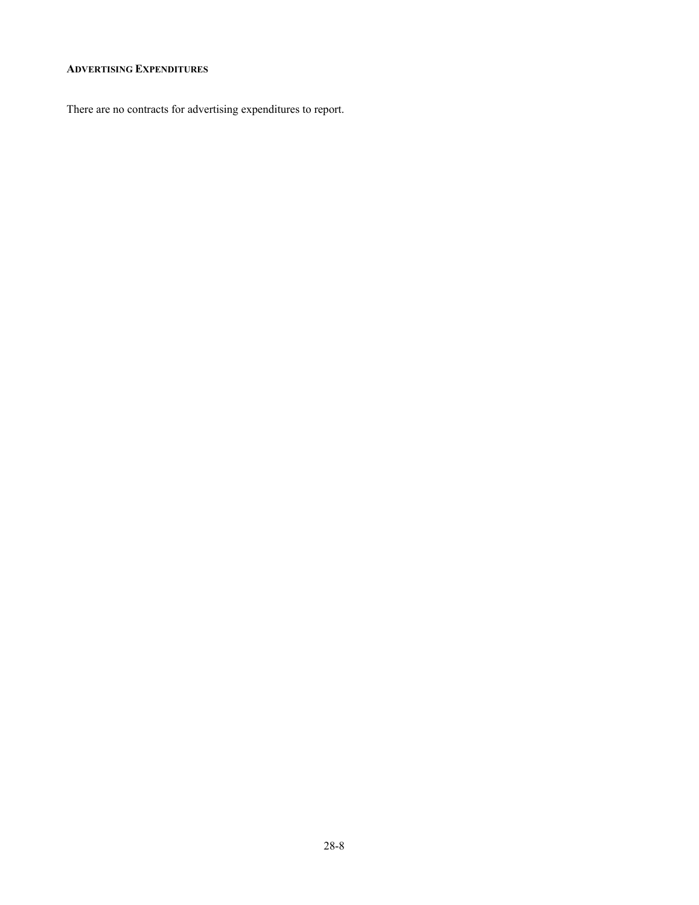### Advertising Expenditures

There are no contracts for advertising expenditures to report.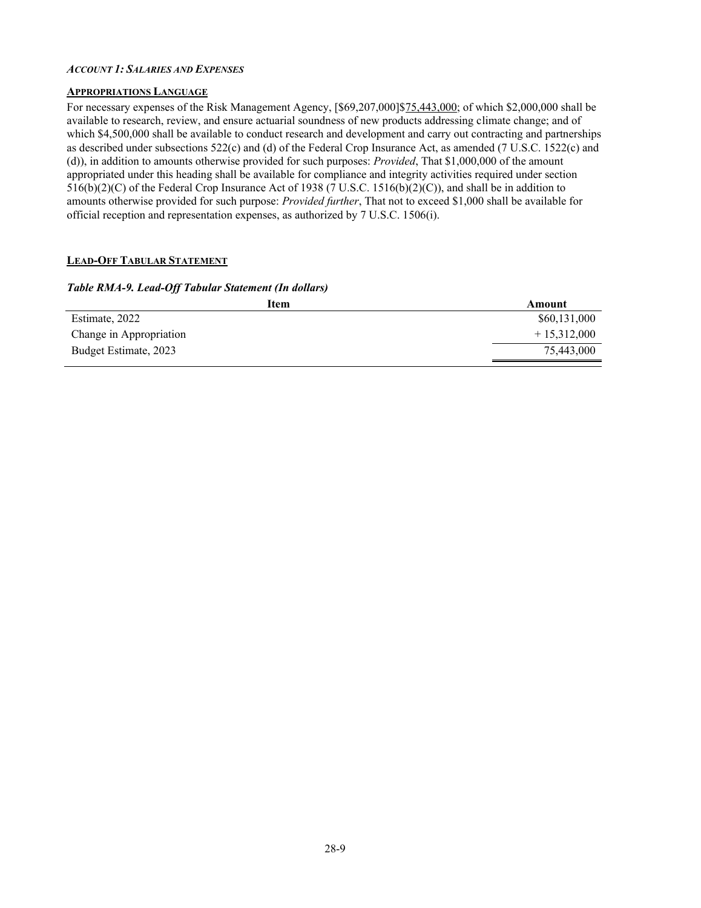### *ACCOUNT 1: SALARIES AND EXPENSES*

#### APPROPRIATIONS LANGUAGE

For necessary expenses of the Risk Management Agency, [$69,207,000]$75,443,000; of which $2,000,000 shall be available to research, review, and ensure actuarial soundness of new products addressing climate change; and of which $4,500,000 shall be available to conduct research and development and carry out contracting and partnerships as described under subsections 522(c) and (d) of the Federal Crop Insurance Act, as amended (7 U.S.C. 1522(c) and (d)), in addition to amounts otherwise provided for such purposes: *Provided*, That $1,000,000 of the amount appropriated under this heading shall be available for compliance and integrity activities required under section 516(b)(2)(C) of the Federal Crop Insurance Act of 1938 (7 U.S.C. 1516(b)(2)(C)), and shall be in addition to amounts otherwise provided for such purpose: *Provided further*, That not to exceed $1,000 shall be available for official reception and representation expenses, as authorized by 7 U.S.C. 1506(i).

#### LEAD-OFF TABULAR STATEMENT

***Table RMA-9. Lead-Off Tabular Statement (In dollars)***

| Item | Amount |
|---|---|
| Estimate, 2022 | $60,131,000 |
| Change in Appropriation | + 15,312,000 |
| Budget Estimate, 2023 | 75,443,000 |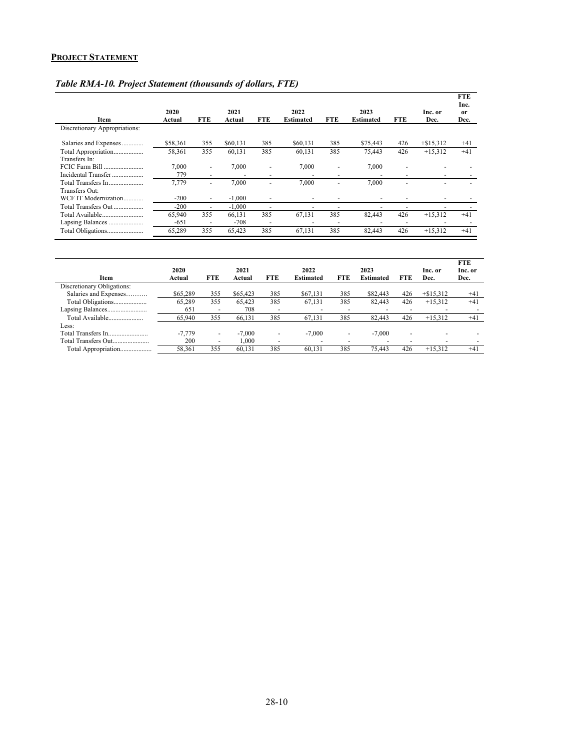**PROJECT STATEMENT**

***Table RMA-10. Project Statement (thousands of dollars, FTE)***

| Item | 2020 Actual | FTE | 2021 Actual | FTE | 2022 Estimated | FTE | 2023 Estimated | FTE | Inc. or Dec. | FTE Inc. or Dec. |
|---|---|---|---|---|---|---|---|---|---|---|
| Discretionary Appropriations: | | | | | | | | | | |
| Salaries and Expenses | $58,361 | 355 | $60,131 | 385 | $60,131 | 385 | $75,443 | 426 | +$15,312 | +41 |
| Total Appropriation | 58,361 | 355 | 60,131 | 385 | 60,131 | 385 | 75,443 | 426 | +15,312 | +41 |
| Transfers In: | | | | | | | | | | |
| FCIC Farm Bill | 7,000 | - | 7,000 | - | 7,000 | - | 7,000 | - | - | - |
| Incidental Transfer | 779 | - | - | - | - | - | - | - | - | - |
| Total Transfers In | 7,779 | - | 7,000 | - | 7,000 | - | 7,000 | - | - | - |
| Transfers Out: | | | | | | | | | | |
| WCF IT Modernization | -200 | - | -1,000 | - | - | - | - | - | - | - |
| Total Transfers Out | -200 | - | -1,000 | - | - | - | - | - | - | - |
| Total Available | 65,940 | 355 | 66,131 | 385 | 67,131 | 385 | 82,443 | 426 | +15,312 | +41 |
| Lapsing Balances | -651 | - | -708 | - | - | - | - | - | - | - |
| Total Obligations | 65,289 | 355 | 65,423 | 385 | 67,131 | 385 | 82,443 | 426 | +15,312 | +41 |

| Item | 2020 Actual | FTE | 2021 Actual | FTE | 2022 Estimated | FTE | 2023 Estimated | FTE | Inc. or Dec. | FTE Inc. or Dec. |
|---|---|---|---|---|---|---|---|---|---|---|
| Discretionary Obligations: | | | | | | | | | | |
| Salaries and Expenses | $65,289 | 355 | $65,423 | 385 | $67,131 | 385 | $82,443 | 426 | +$15,312 | +41 |
| Total Obligations | 65,289 | 355 | 65,423 | 385 | 67,131 | 385 | 82,443 | 426 | +15,312 | +41 |
| Lapsing Balances | 651 | - | 708 | - | - | - | - | - | - | - |
| Total Available | 65,940 | 355 | 66,131 | 385 | 67,131 | 385 | 82,443 | 426 | +15,312 | +41 |
| Less: | | | | | | | | | | |
| Total Transfers In | -7,779 | - | -7,000 | - | -7,000 | - | -7,000 | - | - | - |
| Total Transfers Out | 200 | - | 1,000 | - | - | - | - | - | - | - |
| Total Appropriation | 58,361 | 355 | 60,131 | 385 | 60,131 | 385 | 75,443 | 426 | +15,312 | +41 |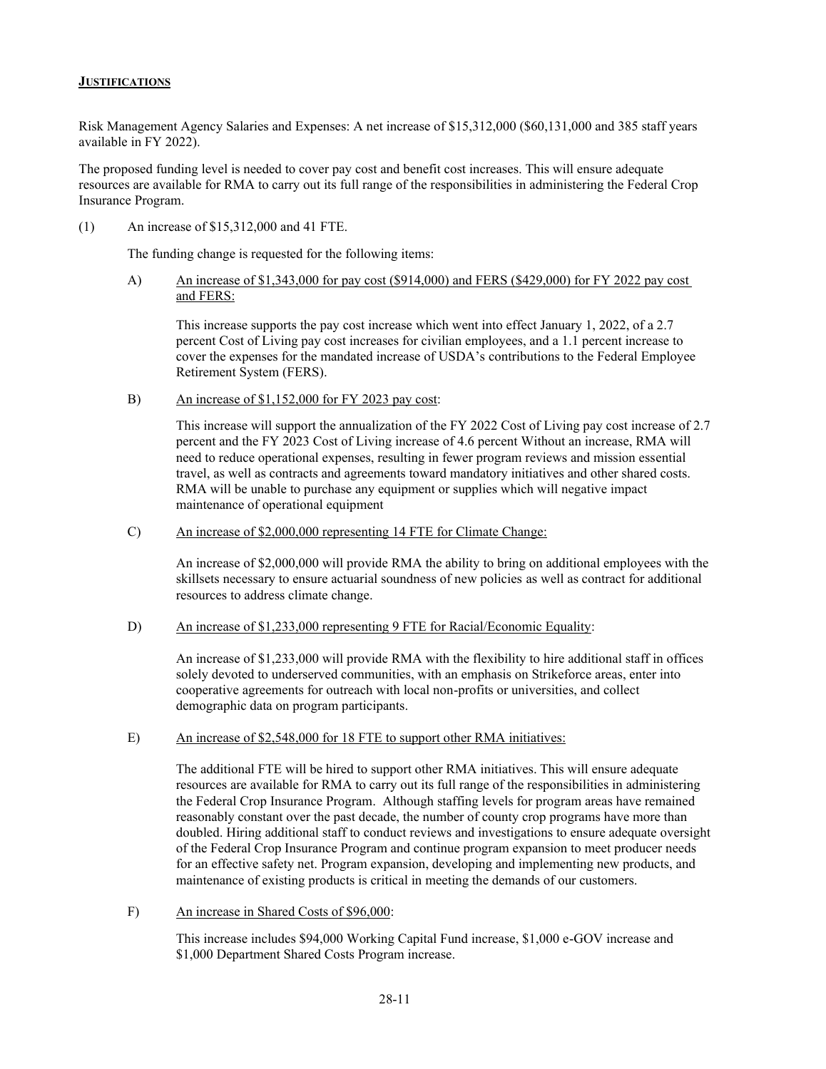## JUSTIFICATIONS

Risk Management Agency Salaries and Expenses: A net increase of $15,312,000 ($60,131,000 and 385 staff years available in FY 2022).

The proposed funding level is needed to cover pay cost and benefit cost increases. This will ensure adequate resources are available for RMA to carry out its full range of the responsibilities in administering the Federal Crop Insurance Program.

(1) An increase of $15,312,000 and 41 FTE.

The funding change is requested for the following items:

A) An increase of $1,343,000 for pay cost ($914,000) and FERS ($429,000) for FY 2022 pay cost and FERS:

This increase supports the pay cost increase which went into effect January 1, 2022, of a 2.7 percent Cost of Living pay cost increases for civilian employees, and a 1.1 percent increase to cover the expenses for the mandated increase of USDA's contributions to the Federal Employee Retirement System (FERS).

B) An increase of $1,152,000 for FY 2023 pay cost:

This increase will support the annualization of the FY 2022 Cost of Living pay cost increase of 2.7 percent and the FY 2023 Cost of Living increase of 4.6 percent Without an increase, RMA will need to reduce operational expenses, resulting in fewer program reviews and mission essential travel, as well as contracts and agreements toward mandatory initiatives and other shared costs. RMA will be unable to purchase any equipment or supplies which will negative impact maintenance of operational equipment

C) An increase of $2,000,000 representing 14 FTE for Climate Change:

An increase of $2,000,000 will provide RMA the ability to bring on additional employees with the skillsets necessary to ensure actuarial soundness of new policies as well as contract for additional resources to address climate change.

D) An increase of $1,233,000 representing 9 FTE for Racial/Economic Equality:

An increase of $1,233,000 will provide RMA with the flexibility to hire additional staff in offices solely devoted to underserved communities, with an emphasis on Strikeforce areas, enter into cooperative agreements for outreach with local non-profits or universities, and collect demographic data on program participants.

E) An increase of $2,548,000 for 18 FTE to support other RMA initiatives:

The additional FTE will be hired to support other RMA initiatives. This will ensure adequate resources are available for RMA to carry out its full range of the responsibilities in administering the Federal Crop Insurance Program. Although staffing levels for program areas have remained reasonably constant over the past decade, the number of county crop programs have more than doubled. Hiring additional staff to conduct reviews and investigations to ensure adequate oversight of the Federal Crop Insurance Program and continue program expansion to meet producer needs for an effective safety net. Program expansion, developing and implementing new products, and maintenance of existing products is critical in meeting the demands of our customers.

F) An increase in Shared Costs of $96,000:

This increase includes $94,000 Working Capital Fund increase, $1,000 e-GOV increase and $1,000 Department Shared Costs Program increase.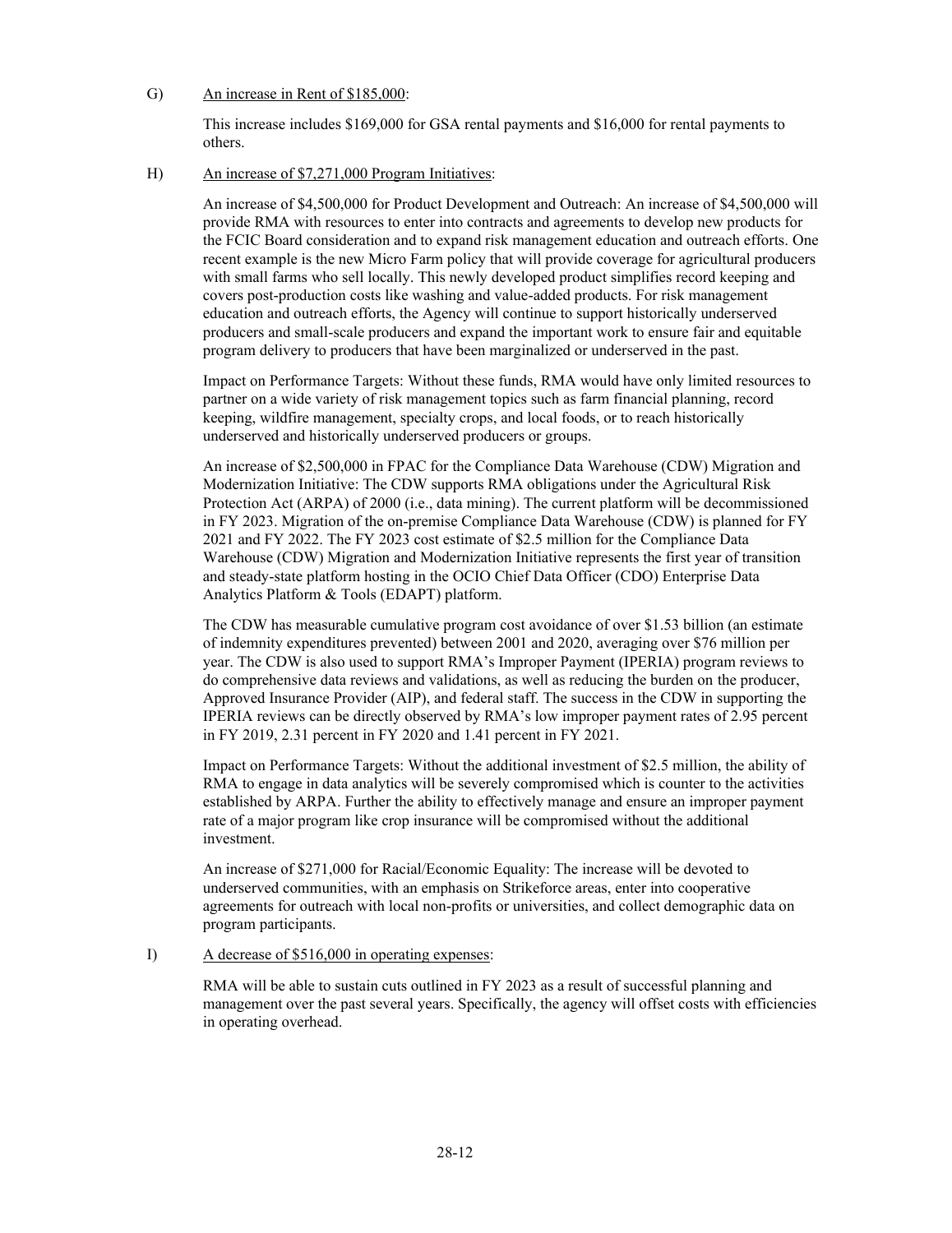G) <u>An increase in Rent of $185,000</u>:

This increase includes $169,000 for GSA rental payments and $16,000 for rental payments to others.

H) <u>An increase of $7,271,000 Program Initiatives</u>:

An increase of $4,500,000 for Product Development and Outreach: An increase of $4,500,000 will provide RMA with resources to enter into contracts and agreements to develop new products for the FCIC Board consideration and to expand risk management education and outreach efforts. One recent example is the new Micro Farm policy that will provide coverage for agricultural producers with small farms who sell locally. This newly developed product simplifies record keeping and covers post-production costs like washing and value-added products. For risk management education and outreach efforts, the Agency will continue to support historically underserved producers and small-scale producers and expand the important work to ensure fair and equitable program delivery to producers that have been marginalized or underserved in the past.

Impact on Performance Targets: Without these funds, RMA would have only limited resources to partner on a wide variety of risk management topics such as farm financial planning, record keeping, wildfire management, specialty crops, and local foods, or to reach historically underserved and historically underserved producers or groups.

An increase of $2,500,000 in FPAC for the Compliance Data Warehouse (CDW) Migration and Modernization Initiative: The CDW supports RMA obligations under the Agricultural Risk Protection Act (ARPA) of 2000 (i.e., data mining). The current platform will be decommissioned in FY 2023. Migration of the on-premise Compliance Data Warehouse (CDW) is planned for FY 2021 and FY 2022. The FY 2023 cost estimate of $2.5 million for the Compliance Data Warehouse (CDW) Migration and Modernization Initiative represents the first year of transition and steady-state platform hosting in the OCIO Chief Data Officer (CDO) Enterprise Data Analytics Platform & Tools (EDAPT) platform.

The CDW has measurable cumulative program cost avoidance of over $1.53 billion (an estimate of indemnity expenditures prevented) between 2001 and 2020, averaging over $76 million per year. The CDW is also used to support RMA's Improper Payment (IPERIA) program reviews to do comprehensive data reviews and validations, as well as reducing the burden on the producer, Approved Insurance Provider (AIP), and federal staff. The success in the CDW in supporting the IPERIA reviews can be directly observed by RMA's low improper payment rates of 2.95 percent in FY 2019, 2.31 percent in FY 2020 and 1.41 percent in FY 2021.

Impact on Performance Targets: Without the additional investment of $2.5 million, the ability of RMA to engage in data analytics will be severely compromised which is counter to the activities established by ARPA. Further the ability to effectively manage and ensure an improper payment rate of a major program like crop insurance will be compromised without the additional investment.

An increase of $271,000 for Racial/Economic Equality: The increase will be devoted to underserved communities, with an emphasis on Strikeforce areas, enter into cooperative agreements for outreach with local non-profits or universities, and collect demographic data on program participants.

I) <u>A decrease of $516,000 in operating expenses</u>:

RMA will be able to sustain cuts outlined in FY 2023 as a result of successful planning and management over the past several years. Specifically, the agency will offset costs with efficiencies in operating overhead.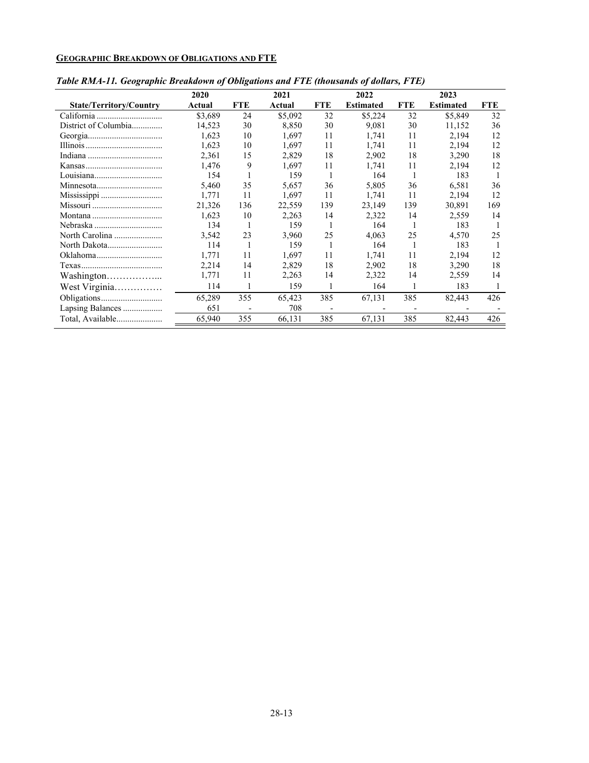**GEOGRAPHIC BREAKDOWN OF OBLIGATIONS AND FTE**

*Table RMA-11. Geographic Breakdown of Obligations and FTE (thousands of dollars, FTE)*

| State/Territory/Country | 2020 Actual | FTE | 2021 Actual | FTE | 2022 Estimated | FTE | 2023 Estimated | FTE |
|---|---|---|---|---|---|---|---|---|
| California | $3,689 | 24 | $5,092 | 32 | $5,224 | 32 | $5,849 | 32 |
| District of Columbia | 14,523 | 30 | 8,850 | 30 | 9,081 | 30 | 11,152 | 36 |
| Georgia | 1,623 | 10 | 1,697 | 11 | 1,741 | 11 | 2,194 | 12 |
| Illinois | 1,623 | 10 | 1,697 | 11 | 1,741 | 11 | 2,194 | 12 |
| Indiana | 2,361 | 15 | 2,829 | 18 | 2,902 | 18 | 3,290 | 18 |
| Kansas | 1,476 | 9 | 1,697 | 11 | 1,741 | 11 | 2,194 | 12 |
| Louisiana | 154 | 1 | 159 | 1 | 164 | 1 | 183 | 1 |
| Minnesota | 5,460 | 35 | 5,657 | 36 | 5,805 | 36 | 6,581 | 36 |
| Mississippi | 1,771 | 11 | 1,697 | 11 | 1,741 | 11 | 2,194 | 12 |
| Missouri | 21,326 | 136 | 22,559 | 139 | 23,149 | 139 | 30,891 | 169 |
| Montana | 1,623 | 10 | 2,263 | 14 | 2,322 | 14 | 2,559 | 14 |
| Nebraska | 134 | 1 | 159 | 1 | 164 | 1 | 183 | 1 |
| North Carolina | 3,542 | 23 | 3,960 | 25 | 4,063 | 25 | 4,570 | 25 |
| North Dakota | 114 | 1 | 159 | 1 | 164 | 1 | 183 | 1 |
| Oklahoma | 1,771 | 11 | 1,697 | 11 | 1,741 | 11 | 2,194 | 12 |
| Texas | 2,214 | 14 | 2,829 | 18 | 2,902 | 18 | 3,290 | 18 |
| Washington | 1,771 | 11 | 2,263 | 14 | 2,322 | 14 | 2,559 | 14 |
| West Virginia | 114 | 1 | 159 | 1 | 164 | 1 | 183 | 1 |
| Obligations | 65,289 | 355 | 65,423 | 385 | 67,131 | 385 | 82,443 | 426 |
| Lapsing Balances | 651 | - | 708 | - | - | - | - | - |
| Total, Available | 65,940 | 355 | 66,131 | 385 | 67,131 | 385 | 82,443 | 426 |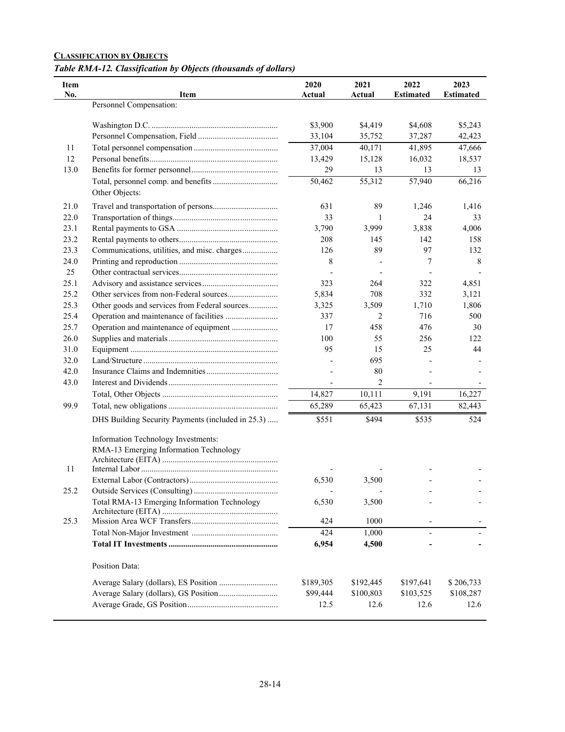**CLASSIFICATION BY OBJECTS**

*Table RMA-12. Classification by Objects (thousands of dollars)*

| Item No. | Item | 2020 Actual | 2021 Actual | 2022 Estimated | 2023 Estimated |
|---|---|---|---|---|---|
| | Personnel Compensation: | | | | |
| | Washington D.C. | $3,900 | $4,419 | $4,608 | $5,243 |
| | Personnel Compensation, Field | 33,104 | 35,752 | 37,287 | 42,423 |
| 11 | Total personnel compensation | 37,004 | 40,171 | 41,895 | 47,666 |
| 12 | Personal benefits | 13,429 | 15,128 | 16,032 | 18,537 |
| 13.0 | Benefits for former personnel | 29 | 13 | 13 | 13 |
| | Total, personnel comp. and benefits | 50,462 | 55,312 | 57,940 | 66,216 |
| | Other Objects: | | | | |
| 21.0 | Travel and transportation of persons | 631 | 89 | 1,246 | 1,416 |
| 22.0 | Transportation of things | 33 | 1 | 24 | 33 |
| 23.1 | Rental payments to GSA | 3,790 | 3,999 | 3,838 | 4,006 |
| 23.2 | Rental payments to others | 208 | 145 | 142 | 158 |
| 23.3 | Communications, utilities, and misc. charges | 126 | 89 | 97 | 132 |
| 24.0 | Printing and reproduction | 8 | - | 7 | 8 |
| 25 | Other contractual services | - | - | - | - |
| 25.1 | Advisory and assistance services | 323 | 264 | 322 | 4,851 |
| 25.2 | Other services from non-Federal sources | 5,834 | 708 | 332 | 3,121 |
| 25.3 | Other goods and services from Federal sources | 3,325 | 3,509 | 1,710 | 1,806 |
| 25.4 | Operation and maintenance of facilities | 337 | 2 | 716 | 500 |
| 25.7 | Operation and maintenance of equipment | 17 | 458 | 476 | 30 |
| 26.0 | Supplies and materials | 100 | 55 | 256 | 122 |
| 31.0 | Equipment | 95 | 15 | 25 | 44 |
| 32.0 | Land/Structure | - | 695 | - | - |
| 42.0 | Insurance Claims and Indemnities | - | 80 | - | - |
| 43.0 | Interest and Dividends | - | 2 | - | - |
| | Total, Other Objects | 14,827 | 10,111 | 9,191 | 16,227 |
| 99.9 | Total, new obligations | 65,289 | 65,423 | 67,131 | 82,443 |
| | DHS Building Security Payments (included in 25.3) | $551 | $494 | $535 | 524 |
| | Information Technology Investments: | | | | |
| | RMA-13 Emerging Information Technology Architecture (EITA) | | | | |
| 11 | Internal Labor | - | - | - | - |
| | External Labor (Contractors) | 6,530 | 3,500 | - | - |
| 25.2 | Outside Services (Consulting) | - | - | - | - |
| | Total RMA-13 Emerging Information Technology Architecture (EITA) | 6,530 | 3,500 | - | - |
| 25.3 | Mission Area WCF Transfers | 424 | 1000 | - | - |
| | Total Non-Major Investment | 424 | 1,000 | - | - |
| | **Total IT Investments** | **6,954** | **4,500** | **-** | **-** |
| | Position Data: | | | | |
| | Average Salary (dollars), ES Position | $189,305 | $192,445 | $197,641 | $ 206,733 |
| | Average Salary (dollars), GS Position | $99,444 | $100,803 | $103,525 | $108,287 |
| | Average Grade, GS Position | 12.5 | 12.6 | 12.6 | 12.6 |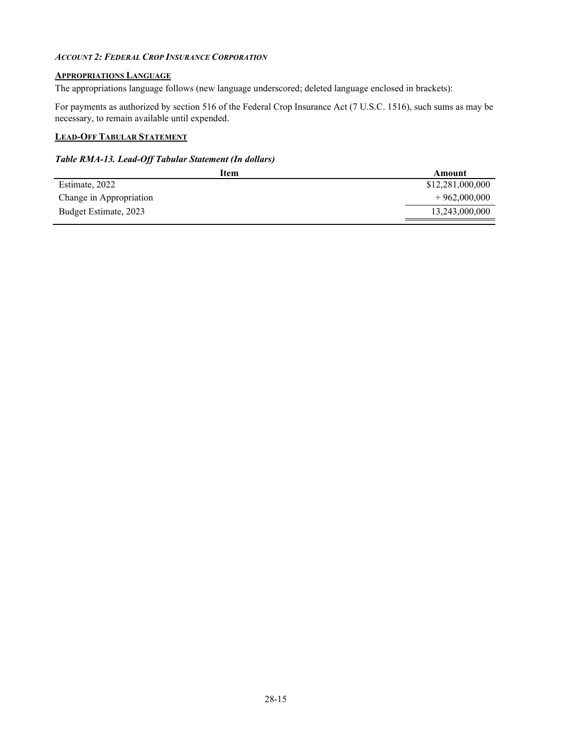### *Account 2: Federal Crop Insurance Corporation*

#### **Appropriations Language**

The appropriations language follows (new language underscored; deleted language enclosed in brackets):

For payments as authorized by section 516 of the Federal Crop Insurance Act (7 U.S.C. 1516), such sums as may be necessary, to remain available until expended.

#### **Lead-Off Tabular Statement**

***Table RMA-13. Lead-Off Tabular Statement (In dollars)***

| Item | Amount |
|---|---|
| Estimate, 2022 | $12,281,000,000 |
| Change in Appropriation | + 962,000,000 |
| Budget Estimate, 2023 | 13,243,000,000 |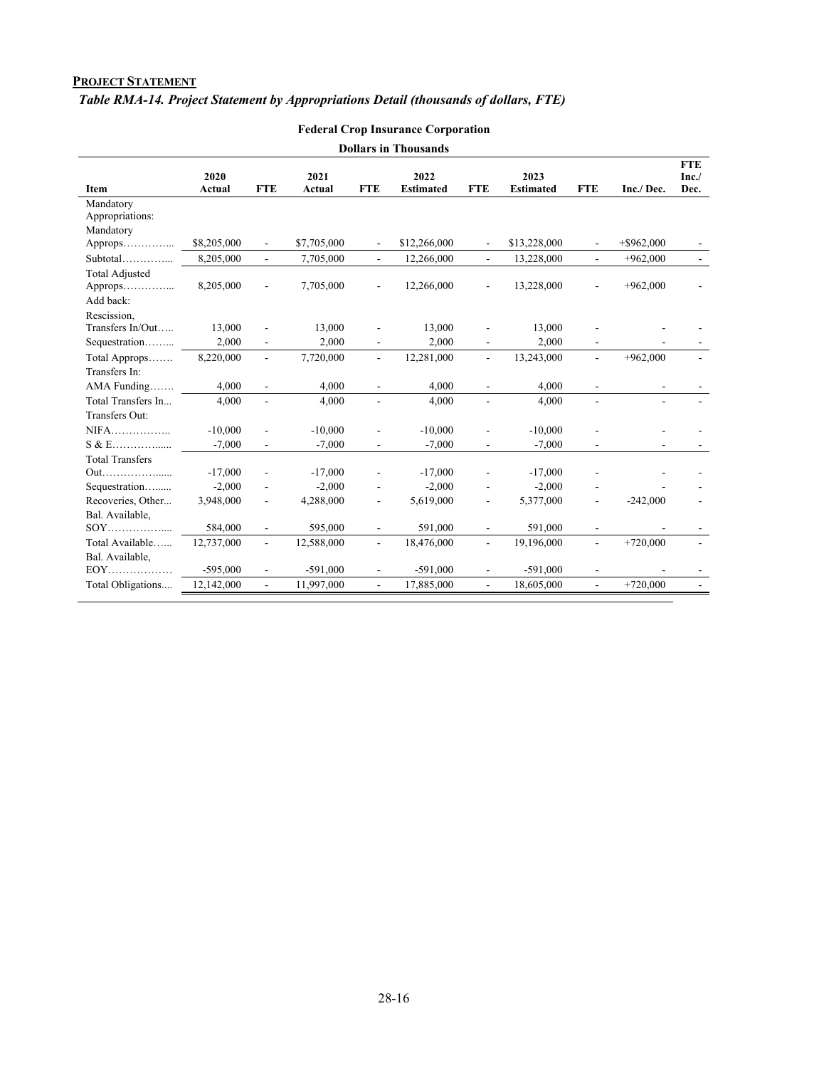**PROJECT STATEMENT**

***Table RMA-14. Project Statement by Appropriations Detail (thousands of dollars, FTE)***

**Federal Crop Insurance Corporation**

**Dollars in Thousands**

| Item | 2020 Actual | FTE | 2021 Actual | FTE | 2022 Estimated | FTE | 2023 Estimated | FTE | Inc./ Dec. | FTE Inc./ Dec. |
|---|---|---|---|---|---|---|---|---|---|---|
| Mandatory Appropriations: | | | | | | | | | | |
| Mandatory Approps………….... | $8,205,000 | - | $7,705,000 | - | $12,266,000 | - | $13,228,000 | - | +$962,000 | - |
| Subtotal…………... | 8,205,000 | - | 7,705,000 | - | 12,266,000 | - | 13,228,000 | - | +962,000 | - |
| Total Adjusted Approps………….... | 8,205,000 | - | 7,705,000 | - | 12,266,000 | - | 13,228,000 | - | +962,000 | - |
| Add back: | | | | | | | | | | |
| Rescission, Transfers In/Out….. | 13,000 | - | 13,000 | - | 13,000 | - | 13,000 | - | - | - |
| Sequestration……... | 2,000 | - | 2,000 | - | 2,000 | - | 2,000 | - | - | - |
| Total Approps……. | 8,220,000 | - | 7,720,000 | - | 12,281,000 | - | 13,243,000 | - | +962,000 | - |
| Transfers In: | | | | | | | | | | |
| AMA Funding……. | 4,000 | - | 4,000 | - | 4,000 | - | 4,000 | - | - | - |
| Total Transfers In... | 4,000 | - | 4,000 | - | 4,000 | - | 4,000 | - | - | - |
| Transfers Out: | | | | | | | | | | |
| NIFA…………….. | -10,000 | - | -10,000 | - | -10,000 | - | -10,000 | - | - | - |
| S & E………….…. | -7,000 | - | -7,000 | - | -7,000 | - | -7,000 | - | - | - |
| Total Transfers Out…………….…. | -17,000 | - | -17,000 | - | -17,000 | - | -17,000 | - | - | - |
| Sequestration…...... | -2,000 | - | -2,000 | - | -2,000 | - | -2,000 | - | - | - |
| Recoveries, Other... | 3,948,000 | - | 4,288,000 | - | 5,619,000 | - | 5,377,000 | - | -242,000 | - |
| Bal. Available, SOY……………..... | 584,000 | - | 595,000 | - | 591,000 | - | 591,000 | - | - | - |
| Total Available…... | 12,737,000 | - | 12,588,000 | - | 18,476,000 | - | 19,196,000 | - | +720,000 | - |
| Bal. Available, EOY……………… | -595,000 | - | -591,000 | - | -591,000 | - | -591,000 | - | - | - |
| Total Obligations.... | 12,142,000 | - | 11,997,000 | - | 17,885,000 | - | 18,605,000 | - | +720,000 | - |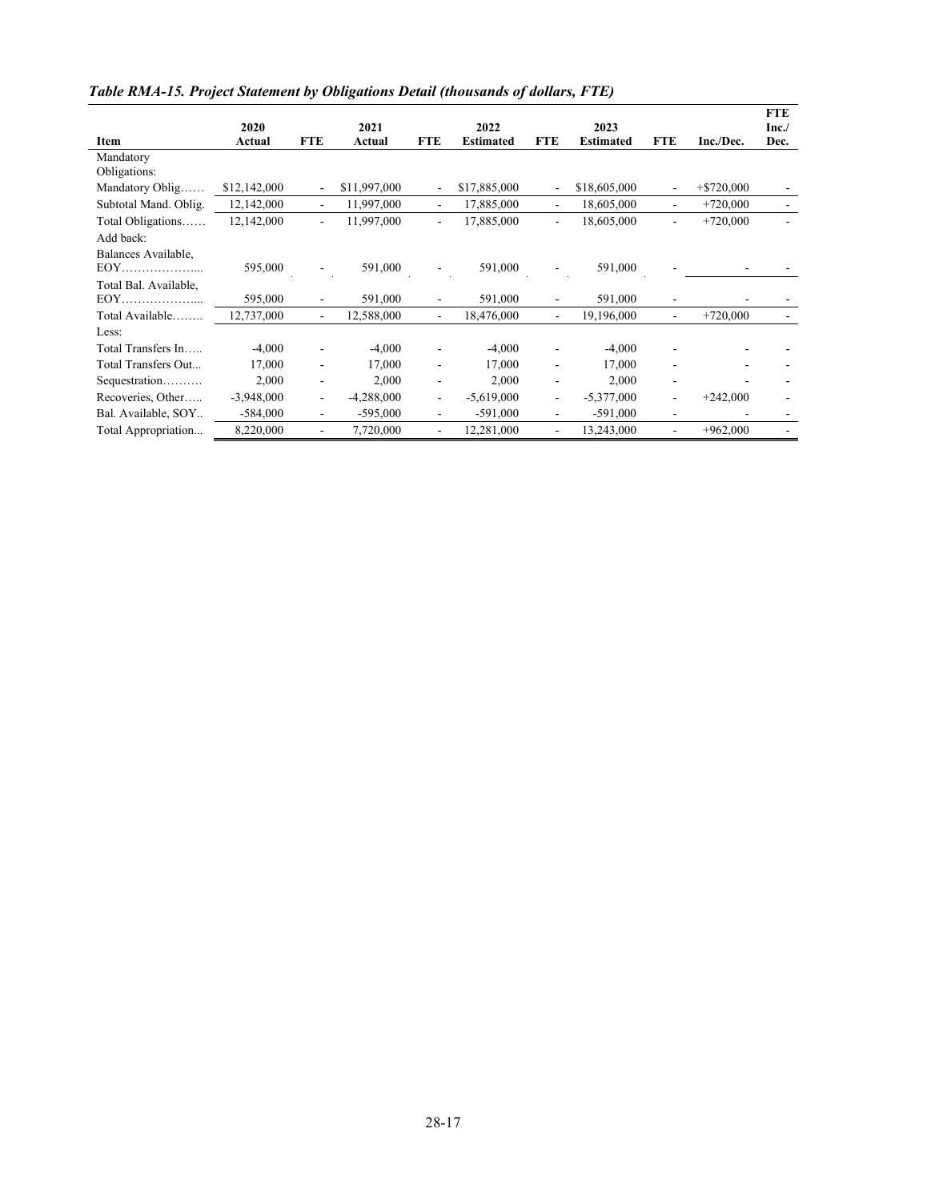*Table RMA-15. Project Statement by Obligations Detail (thousands of dollars, FTE)*

| Item | 2020 Actual | FTE | 2021 Actual | FTE | 2022 Estimated | FTE | 2023 Estimated | FTE | Inc./Dec. | FTE Inc./ Dec. |
|---|---|---|---|---|---|---|---|---|---|---|
| Mandatory Obligations: | | | | | | | | | | |
| Mandatory Oblig…… | $12,142,000 | - | $11,997,000 | - | $17,885,000 | - | $18,605,000 | - | +$720,000 | - |
| Subtotal Mand. Oblig. | 12,142,000 | - | 11,997,000 | - | 17,885,000 | - | 18,605,000 | - | +720,000 | - |
| Total Obligations…… | 12,142,000 | - | 11,997,000 | - | 17,885,000 | - | 18,605,000 | - | +720,000 | - |
| Add back: | | | | | | | | | | |
| Balances Available, EOY……………….... | 595,000 | - | 591,000 | - | 591,000 | - | 591,000 | - | - | - |
| Total Bal. Available, EOY……………….... | 595,000 | - | 591,000 | - | 591,000 | - | 591,000 | - | - | - |
| Total Available…….. | 12,737,000 | - | 12,588,000 | - | 18,476,000 | - | 19,196,000 | - | +720,000 | - |
| Less: | | | | | | | | | | |
| Total Transfers In….. | -4,000 | - | -4,000 | - | -4,000 | - | -4,000 | - | - | - |
| Total Transfers Out... | 17,000 | - | 17,000 | - | 17,000 | - | 17,000 | - | - | - |
| Sequestration………. | 2,000 | - | 2,000 | - | 2,000 | - | 2,000 | - | - | - |
| Recoveries, Other….. | -3,948,000 | - | -4,288,000 | - | -5,619,000 | - | -5,377,000 | - | +242,000 | - |
| Bal. Available, SOY.. | -584,000 | - | -595,000 | - | -591,000 | - | -591,000 | - | - | - |
| Total Appropriation... | 8,220,000 | - | 7,720,000 | - | 12,281,000 | - | 13,243,000 | - | +962,000 | - |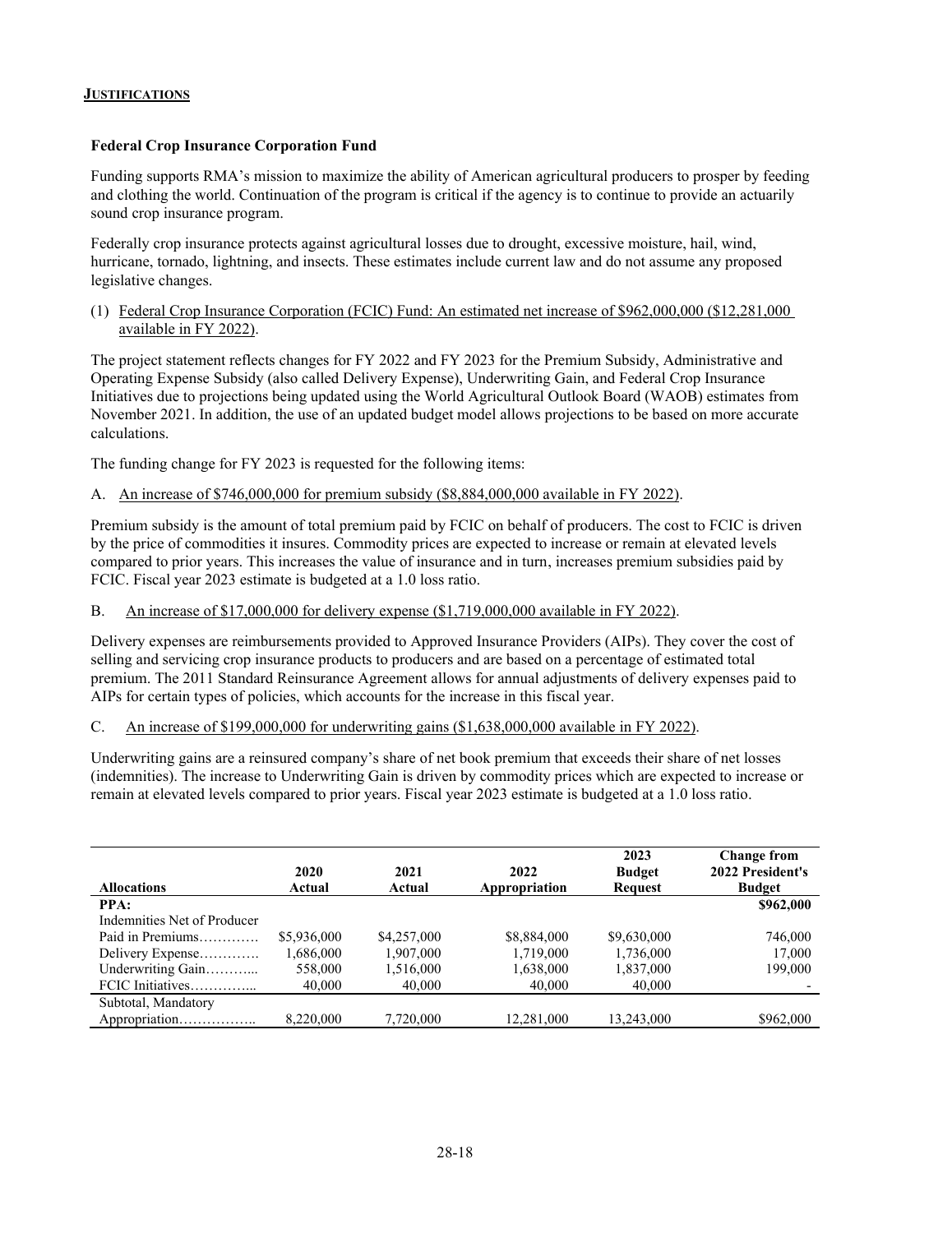## JUSTIFICATIONS

### Federal Crop Insurance Corporation Fund

Funding supports RMA's mission to maximize the ability of American agricultural producers to prosper by feeding and clothing the world. Continuation of the program is critical if the agency is to continue to provide an actuarially sound crop insurance program.

Federally crop insurance protects against agricultural losses due to drought, excessive moisture, hail, wind, hurricane, tornado, lightning, and insects. These estimates include current law and do not assume any proposed legislative changes.

(1) Federal Crop Insurance Corporation (FCIC) Fund: An estimated net increase of $962,000,000 ($12,281,000 available in FY 2022).

The project statement reflects changes for FY 2022 and FY 2023 for the Premium Subsidy, Administrative and Operating Expense Subsidy (also called Delivery Expense), Underwriting Gain, and Federal Crop Insurance Initiatives due to projections being updated using the World Agricultural Outlook Board (WAOB) estimates from November 2021. In addition, the use of an updated budget model allows projections to be based on more accurate calculations.

The funding change for FY 2023 is requested for the following items:

A. An increase of $746,000,000 for premium subsidy ($8,884,000,000 available in FY 2022).

Premium subsidy is the amount of total premium paid by FCIC on behalf of producers. The cost to FCIC is driven by the price of commodities it insures. Commodity prices are expected to increase or remain at elevated levels compared to prior years. This increases the value of insurance and in turn, increases premium subsidies paid by FCIC. Fiscal year 2023 estimate is budgeted at a 1.0 loss ratio.

B. An increase of $17,000,000 for delivery expense ($1,719,000,000 available in FY 2022).

Delivery expenses are reimbursements provided to Approved Insurance Providers (AIPs). They cover the cost of selling and servicing crop insurance products to producers and are based on a percentage of estimated total premium. The 2011 Standard Reinsurance Agreement allows for annual adjustments of delivery expenses paid to AIPs for certain types of policies, which accounts for the increase in this fiscal year.

C. An increase of $199,000,000 for underwriting gains ($1,638,000,000 available in FY 2022).

Underwriting gains are a reinsured company's share of net book premium that exceeds their share of net losses (indemnities). The increase to Underwriting Gain is driven by commodity prices which are expected to increase or remain at elevated levels compared to prior years. Fiscal year 2023 estimate is budgeted at a 1.0 loss ratio.

| Allocations | 2020 Actual | 2021 Actual | 2022 Appropriation | 2023 Budget Request | Change from 2022 President's Budget |
|---|---|---|---|---|---|
| **PPA:** | | | | | **$962,000** |
| Indemnities Net of Producer Paid in Premiums | $5,936,000 | $4,257,000 | $8,884,000 | $9,630,000 | 746,000 |
| Delivery Expense | 1,686,000 | 1,907,000 | 1,719,000 | 1,736,000 | 17,000 |
| Underwriting Gain | 558,000 | 1,516,000 | 1,638,000 | 1,837,000 | 199,000 |
| FCIC Initiatives | 40,000 | 40,000 | 40,000 | 40,000 | - |
| Subtotal, Mandatory Appropriation | 8,220,000 | 7,720,000 | 12,281,000 | 13,243,000 | $962,000 |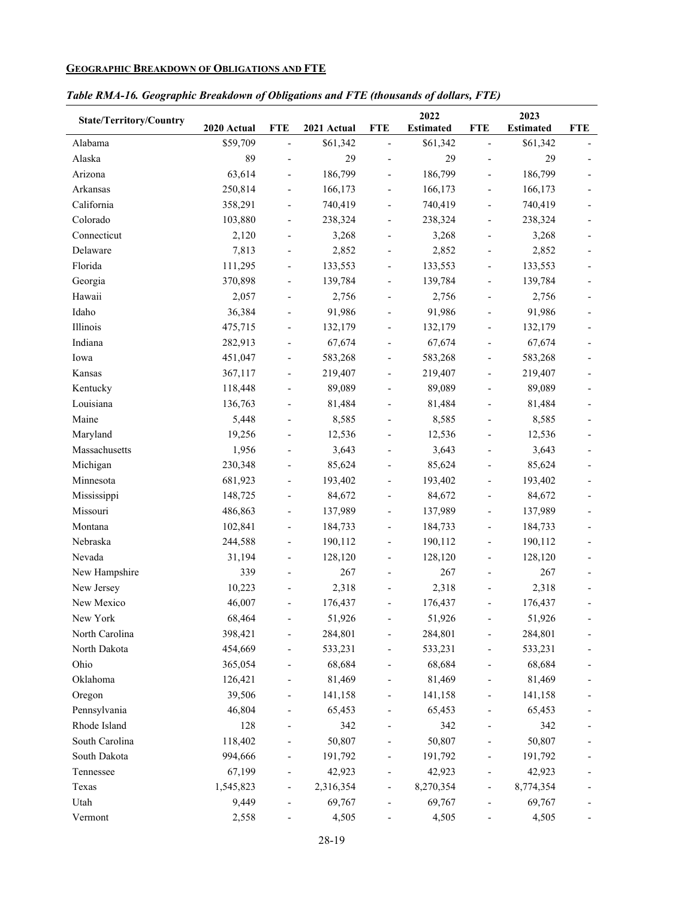**GEOGRAPHIC BREAKDOWN OF OBLIGATIONS AND FTE**

*Table RMA-16. Geographic Breakdown of Obligations and FTE (thousands of dollars, FTE)*

| State/Territory/Country | 2020 Actual | FTE | 2021 Actual | FTE | 2022 Estimated | FTE | 2023 Estimated | FTE |
|---|---|---|---|---|---|---|---|---|
| Alabama | $59,709 | - | $61,342 | - | $61,342 | - | $61,342 | - |
| Alaska | 89 | - | 29 | - | 29 | - | 29 | - |
| Arizona | 63,614 | - | 186,799 | - | 186,799 | - | 186,799 | - |
| Arkansas | 250,814 | - | 166,173 | - | 166,173 | - | 166,173 | - |
| California | 358,291 | - | 740,419 | - | 740,419 | - | 740,419 | - |
| Colorado | 103,880 | - | 238,324 | - | 238,324 | - | 238,324 | - |
| Connecticut | 2,120 | - | 3,268 | - | 3,268 | - | 3,268 | - |
| Delaware | 7,813 | - | 2,852 | - | 2,852 | - | 2,852 | - |
| Florida | 111,295 | - | 133,553 | - | 133,553 | - | 133,553 | - |
| Georgia | 370,898 | - | 139,784 | - | 139,784 | - | 139,784 | - |
| Hawaii | 2,057 | - | 2,756 | - | 2,756 | - | 2,756 | - |
| Idaho | 36,384 | - | 91,986 | - | 91,986 | - | 91,986 | - |
| Illinois | 475,715 | - | 132,179 | - | 132,179 | - | 132,179 | - |
| Indiana | 282,913 | - | 67,674 | - | 67,674 | - | 67,674 | - |
| Iowa | 451,047 | - | 583,268 | - | 583,268 | - | 583,268 | - |
| Kansas | 367,117 | - | 219,407 | - | 219,407 | - | 219,407 | - |
| Kentucky | 118,448 | - | 89,089 | - | 89,089 | - | 89,089 | - |
| Louisiana | 136,763 | - | 81,484 | - | 81,484 | - | 81,484 | - |
| Maine | 5,448 | - | 8,585 | - | 8,585 | - | 8,585 | - |
| Maryland | 19,256 | - | 12,536 | - | 12,536 | - | 12,536 | - |
| Massachusetts | 1,956 | - | 3,643 | - | 3,643 | - | 3,643 | - |
| Michigan | 230,348 | - | 85,624 | - | 85,624 | - | 85,624 | - |
| Minnesota | 681,923 | - | 193,402 | - | 193,402 | - | 193,402 | - |
| Mississippi | 148,725 | - | 84,672 | - | 84,672 | - | 84,672 | - |
| Missouri | 486,863 | - | 137,989 | - | 137,989 | - | 137,989 | - |
| Montana | 102,841 | - | 184,733 | - | 184,733 | - | 184,733 | - |
| Nebraska | 244,588 | - | 190,112 | - | 190,112 | - | 190,112 | - |
| Nevada | 31,194 | - | 128,120 | - | 128,120 | - | 128,120 | - |
| New Hampshire | 339 | - | 267 | - | 267 | - | 267 | - |
| New Jersey | 10,223 | - | 2,318 | - | 2,318 | - | 2,318 | - |
| New Mexico | 46,007 | - | 176,437 | - | 176,437 | - | 176,437 | - |
| New York | 68,464 | - | 51,926 | - | 51,926 | - | 51,926 | - |
| North Carolina | 398,421 | - | 284,801 | - | 284,801 | - | 284,801 | - |
| North Dakota | 454,669 | - | 533,231 | - | 533,231 | - | 533,231 | - |
| Ohio | 365,054 | - | 68,684 | - | 68,684 | - | 68,684 | - |
| Oklahoma | 126,421 | - | 81,469 | - | 81,469 | - | 81,469 | - |
| Oregon | 39,506 | - | 141,158 | - | 141,158 | - | 141,158 | - |
| Pennsylvania | 46,804 | - | 65,453 | - | 65,453 | - | 65,453 | - |
| Rhode Island | 128 | - | 342 | - | 342 | - | 342 | - |
| South Carolina | 118,402 | - | 50,807 | - | 50,807 | - | 50,807 | - |
| South Dakota | 994,666 | - | 191,792 | - | 191,792 | - | 191,792 | - |
| Tennessee | 67,199 | - | 42,923 | - | 42,923 | - | 42,923 | - |
| Texas | 1,545,823 | - | 2,316,354 | - | 8,270,354 | - | 8,774,354 | - |
| Utah | 9,449 | - | 69,767 | - | 69,767 | - | 69,767 | - |
| Vermont | 2,558 | - | 4,505 | - | 4,505 | - | 4,505 | - |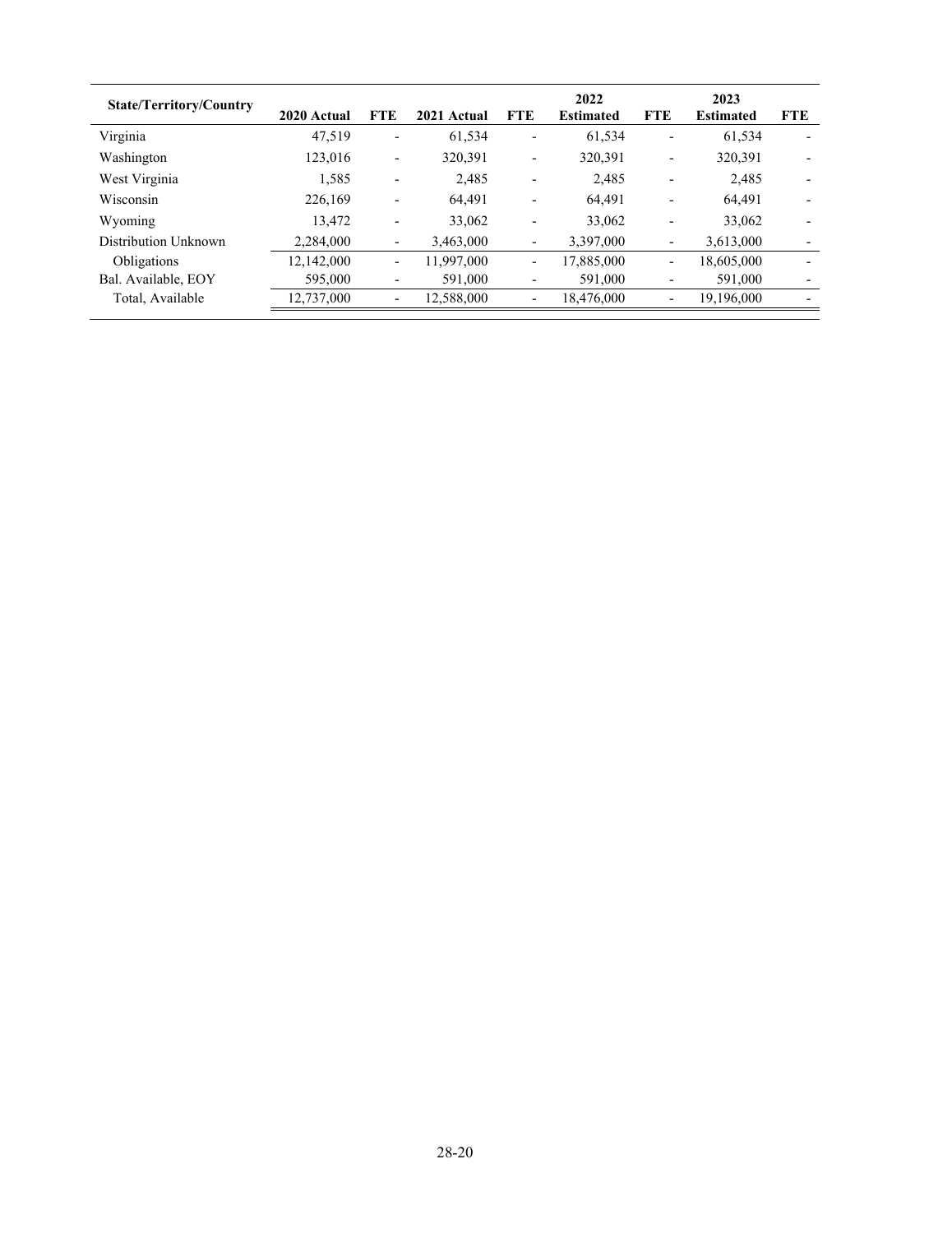| State/Territory/Country | 2020 Actual | FTE | 2021 Actual | FTE | 2022 Estimated | FTE | 2023 Estimated | FTE |
|---|---|---|---|---|---|---|---|---|
| Virginia | 47,519 | - | 61,534 | - | 61,534 | - | 61,534 | - |
| Washington | 123,016 | - | 320,391 | - | 320,391 | - | 320,391 | - |
| West Virginia | 1,585 | - | 2,485 | - | 2,485 | - | 2,485 | - |
| Wisconsin | 226,169 | - | 64,491 | - | 64,491 | - | 64,491 | - |
| Wyoming | 13,472 | - | 33,062 | - | 33,062 | - | 33,062 | - |
| Distribution Unknown | 2,284,000 | - | 3,463,000 | - | 3,397,000 | - | 3,613,000 | - |
| Obligations | 12,142,000 | - | 11,997,000 | - | 17,885,000 | - | 18,605,000 | - |
| Bal. Available, EOY | 595,000 | - | 591,000 | - | 591,000 | - | 591,000 | - |
| Total, Available | 12,737,000 | - | 12,588,000 | - | 18,476,000 | - | 19,196,000 | - |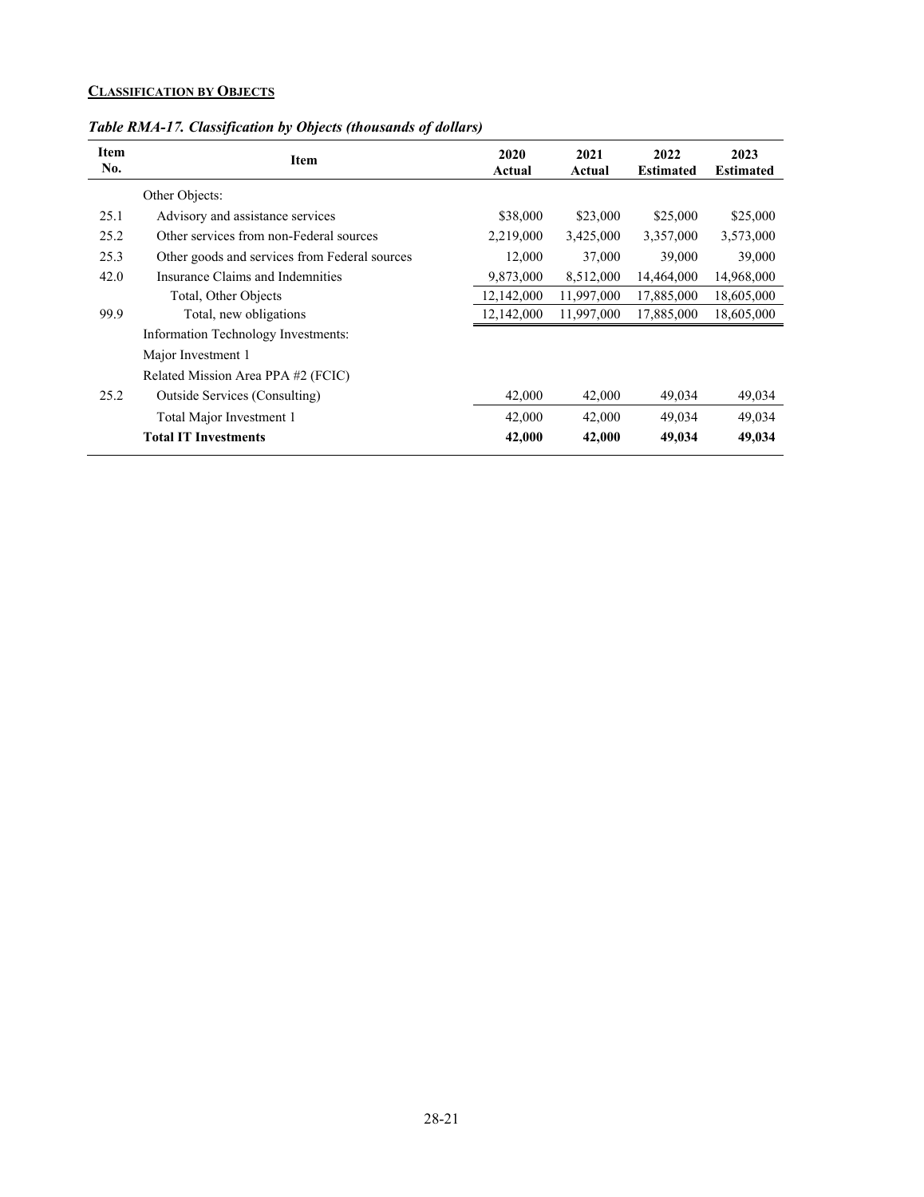**CLASSIFICATION BY OBJECTS**

***Table RMA-17. Classification by Objects (thousands of dollars)***

| Item No. | Item | 2020 Actual | 2021 Actual | 2022 Estimated | 2023 Estimated |
|---|---|---|---|---|---|
| | Other Objects: | | | | |
| 25.1 | Advisory and assistance services | $38,000 | $23,000 | $25,000 | $25,000 |
| 25.2 | Other services from non-Federal sources | 2,219,000 | 3,425,000 | 3,357,000 | 3,573,000 |
| 25.3 | Other goods and services from Federal sources | 12,000 | 37,000 | 39,000 | 39,000 |
| 42.0 | Insurance Claims and Indemnities | 9,873,000 | 8,512,000 | 14,464,000 | 14,968,000 |
| | Total, Other Objects | 12,142,000 | 11,997,000 | 17,885,000 | 18,605,000 |
| 99.9 | Total, new obligations | 12,142,000 | 11,997,000 | 17,885,000 | 18,605,000 |
| | Information Technology Investments: | | | | |
| | Major Investment 1 | | | | |
| | Related Mission Area PPA #2 (FCIC) | | | | |
| 25.2 | Outside Services (Consulting) | 42,000 | 42,000 | 49,034 | 49,034 |
| | Total Major Investment 1 | 42,000 | 42,000 | 49,034 | 49,034 |
| | **Total IT Investments** | **42,000** | **42,000** | **49,034** | **49,034** |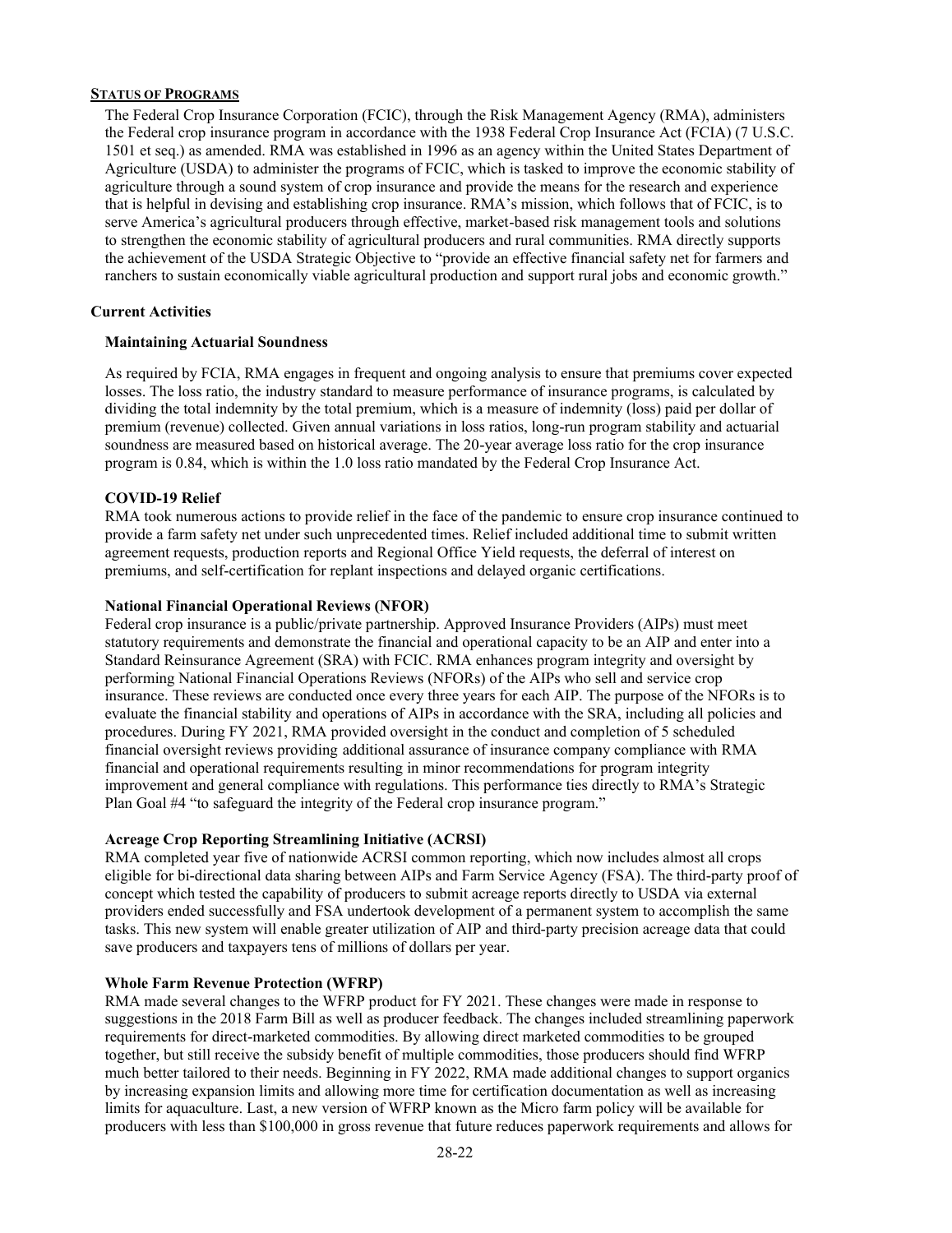## Status of Programs

The Federal Crop Insurance Corporation (FCIC), through the Risk Management Agency (RMA), administers the Federal crop insurance program in accordance with the 1938 Federal Crop Insurance Act (FCIA) (7 U.S.C. 1501 et seq.) as amended. RMA was established in 1996 as an agency within the United States Department of Agriculture (USDA) to administer the programs of FCIC, which is tasked to improve the economic stability of agriculture through a sound system of crop insurance and provide the means for the research and experience that is helpful in devising and establishing crop insurance. RMA's mission, which follows that of FCIC, is to serve America's agricultural producers through effective, market-based risk management tools and solutions to strengthen the economic stability of agricultural producers and rural communities. RMA directly supports the achievement of the USDA Strategic Objective to "provide an effective financial safety net for farmers and ranchers to sustain economically viable agricultural production and support rural jobs and economic growth."

### Current Activities

#### Maintaining Actuarial Soundness

As required by FCIA, RMA engages in frequent and ongoing analysis to ensure that premiums cover expected losses. The loss ratio, the industry standard to measure performance of insurance programs, is calculated by dividing the total indemnity by the total premium, which is a measure of indemnity (loss) paid per dollar of premium (revenue) collected. Given annual variations in loss ratios, long-run program stability and actuarial soundness are measured based on historical average. The 20-year average loss ratio for the crop insurance program is 0.84, which is within the 1.0 loss ratio mandated by the Federal Crop Insurance Act.

#### COVID-19 Relief

RMA took numerous actions to provide relief in the face of the pandemic to ensure crop insurance continued to provide a farm safety net under such unprecedented times. Relief included additional time to submit written agreement requests, production reports and Regional Office Yield requests, the deferral of interest on premiums, and self-certification for replant inspections and delayed organic certifications.

#### National Financial Operational Reviews (NFOR)

Federal crop insurance is a public/private partnership. Approved Insurance Providers (AIPs) must meet statutory requirements and demonstrate the financial and operational capacity to be an AIP and enter into a Standard Reinsurance Agreement (SRA) with FCIC. RMA enhances program integrity and oversight by performing National Financial Operations Reviews (NFORs) of the AIPs who sell and service crop insurance. These reviews are conducted once every three years for each AIP. The purpose of the NFORs is to evaluate the financial stability and operations of AIPs in accordance with the SRA, including all policies and procedures. During FY 2021, RMA provided oversight in the conduct and completion of 5 scheduled financial oversight reviews providing additional assurance of insurance company compliance with RMA financial and operational requirements resulting in minor recommendations for program integrity improvement and general compliance with regulations. This performance ties directly to RMA's Strategic Plan Goal #4 "to safeguard the integrity of the Federal crop insurance program."

#### Acreage Crop Reporting Streamlining Initiative (ACRSI)

RMA completed year five of nationwide ACRSI common reporting, which now includes almost all crops eligible for bi-directional data sharing between AIPs and Farm Service Agency (FSA). The third-party proof of concept which tested the capability of producers to submit acreage reports directly to USDA via external providers ended successfully and FSA undertook development of a permanent system to accomplish the same tasks. This new system will enable greater utilization of AIP and third-party precision acreage data that could save producers and taxpayers tens of millions of dollars per year.

#### Whole Farm Revenue Protection (WFRP)

RMA made several changes to the WFRP product for FY 2021. These changes were made in response to suggestions in the 2018 Farm Bill as well as producer feedback. The changes included streamlining paperwork requirements for direct-marketed commodities. By allowing direct marketed commodities to be grouped together, but still receive the subsidy benefit of multiple commodities, those producers should find WFRP much better tailored to their needs. Beginning in FY 2022, RMA made additional changes to support organics by increasing expansion limits and allowing more time for certification documentation as well as increasing limits for aquaculture. Last, a new version of WFRP known as the Micro farm policy will be available for producers with less than $100,000 in gross revenue that future reduces paperwork requirements and allows for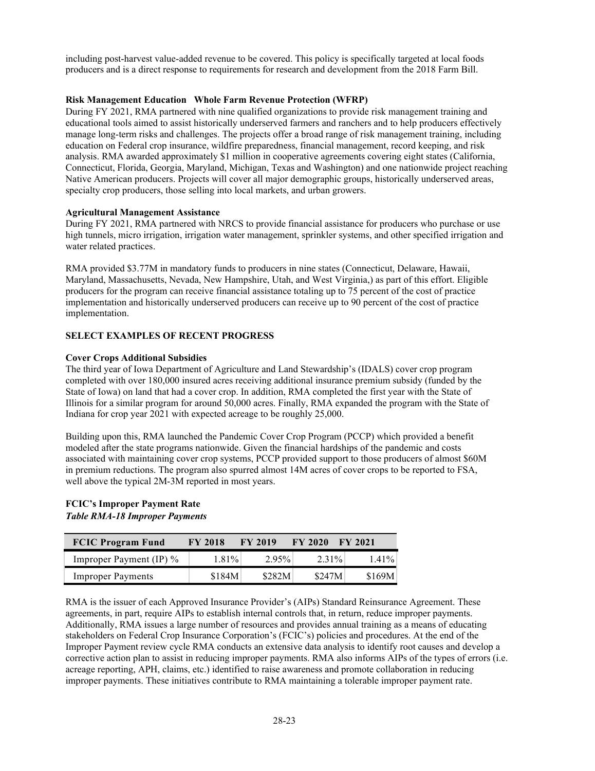including post-harvest value-added revenue to be covered. This policy is specifically targeted at local foods producers and is a direct response to requirements for research and development from the 2018 Farm Bill.

**Risk Management Education   Whole Farm Revenue Protection (WFRP)**

During FY 2021, RMA partnered with nine qualified organizations to provide risk management training and educational tools aimed to assist historically underserved farmers and ranchers and to help producers effectively manage long-term risks and challenges. The projects offer a broad range of risk management training, including education on Federal crop insurance, wildfire preparedness, financial management, record keeping, and risk analysis. RMA awarded approximately $1 million in cooperative agreements covering eight states (California, Connecticut, Florida, Georgia, Maryland, Michigan, Texas and Washington) and one nationwide project reaching Native American producers. Projects will cover all major demographic groups, historically underserved areas, specialty crop producers, those selling into local markets, and urban growers.

**Agricultural Management Assistance**

During FY 2021, RMA partnered with NRCS to provide financial assistance for producers who purchase or use high tunnels, micro irrigation, irrigation water management, sprinkler systems, and other specified irrigation and water related practices.

RMA provided $3.77M in mandatory funds to producers in nine states (Connecticut, Delaware, Hawaii, Maryland, Massachusetts, Nevada, New Hampshire, Utah, and West Virginia,) as part of this effort. Eligible producers for the program can receive financial assistance totaling up to 75 percent of the cost of practice implementation and historically underserved producers can receive up to 90 percent of the cost of practice implementation.

**SELECT EXAMPLES OF RECENT PROGRESS**

**Cover Crops Additional Subsidies**

The third year of Iowa Department of Agriculture and Land Stewardship's (IDALS) cover crop program completed with over 180,000 insured acres receiving additional insurance premium subsidy (funded by the State of Iowa) on land that had a cover crop. In addition, RMA completed the first year with the State of Illinois for a similar program for around 50,000 acres. Finally, RMA expanded the program with the State of Indiana for crop year 2021 with expected acreage to be roughly 25,000.

Building upon this, RMA launched the Pandemic Cover Crop Program (PCCP) which provided a benefit modeled after the state programs nationwide. Given the financial hardships of the pandemic and costs associated with maintaining cover crop systems, PCCP provided support to those producers of almost $60M in premium reductions. The program also spurred almost 14M acres of cover crops to be reported to FSA, well above the typical 2M-3M reported in most years.

**FCIC's Improper Payment Rate**

***Table RMA-18 Improper Payments***

| FCIC Program Fund | FY 2018 | FY 2019 | FY 2020 | FY 2021 |
|---|---|---|---|---|
| Improper Payment (IP) % | 1.81% | 2.95% | 2.31% | 1.41% |
| Improper Payments | $184M | $282M | $247M | $169M |

RMA is the issuer of each Approved Insurance Provider's (AIPs) Standard Reinsurance Agreement. These agreements, in part, require AIPs to establish internal controls that, in return, reduce improper payments. Additionally, RMA issues a large number of resources and provides annual training as a means of educating stakeholders on Federal Crop Insurance Corporation's (FCIC's) policies and procedures. At the end of the Improper Payment review cycle RMA conducts an extensive data analysis to identify root causes and develop a corrective action plan to assist in reducing improper payments. RMA also informs AIPs of the types of errors (i.e. acreage reporting, APH, claims, etc.) identified to raise awareness and promote collaboration in reducing improper payments. These initiatives contribute to RMA maintaining a tolerable improper payment rate.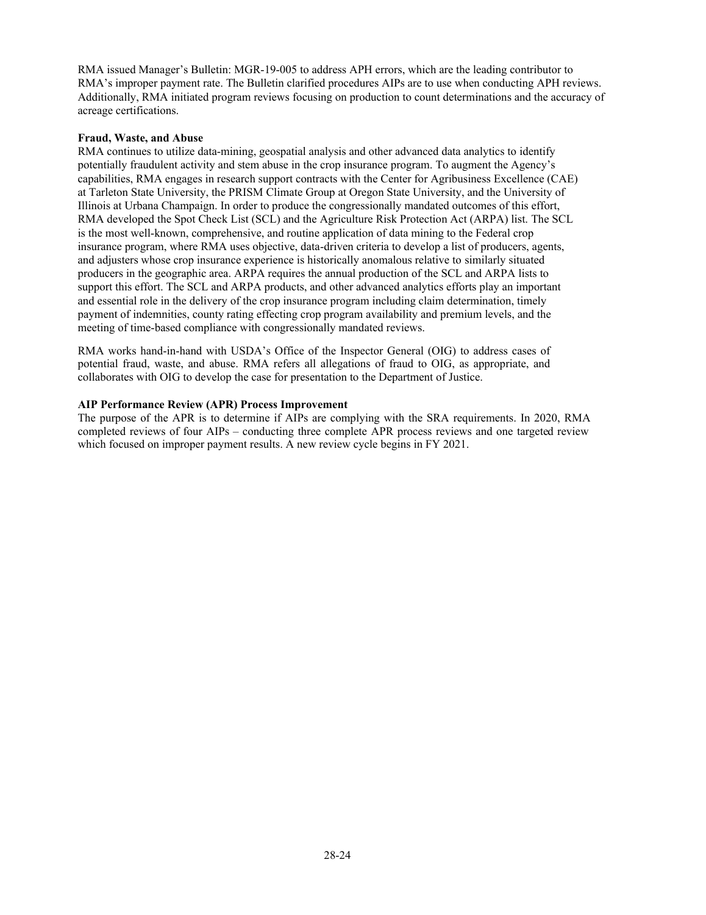RMA issued Manager's Bulletin: MGR-19-005 to address APH errors, which are the leading contributor to RMA's improper payment rate. The Bulletin clarified procedures AIPs are to use when conducting APH reviews. Additionally, RMA initiated program reviews focusing on production to count determinations and the accuracy of acreage certifications.

**Fraud, Waste, and Abuse**

RMA continues to utilize data-mining, geospatial analysis and other advanced data analytics to identify potentially fraudulent activity and stem abuse in the crop insurance program. To augment the Agency's capabilities, RMA engages in research support contracts with the Center for Agribusiness Excellence (CAE) at Tarleton State University, the PRISM Climate Group at Oregon State University, and the University of Illinois at Urbana Champaign. In order to produce the congressionally mandated outcomes of this effort, RMA developed the Spot Check List (SCL) and the Agriculture Risk Protection Act (ARPA) list. The SCL is the most well-known, comprehensive, and routine application of data mining to the Federal crop insurance program, where RMA uses objective, data-driven criteria to develop a list of producers, agents, and adjusters whose crop insurance experience is historically anomalous relative to similarly situated producers in the geographic area. ARPA requires the annual production of the SCL and ARPA lists to support this effort. The SCL and ARPA products, and other advanced analytics efforts play an important and essential role in the delivery of the crop insurance program including claim determination, timely payment of indemnities, county rating effecting crop program availability and premium levels, and the meeting of time-based compliance with congressionally mandated reviews.

RMA works hand-in-hand with USDA's Office of the Inspector General (OIG) to address cases of potential fraud, waste, and abuse. RMA refers all allegations of fraud to OIG, as appropriate, and collaborates with OIG to develop the case for presentation to the Department of Justice.

**AIP Performance Review (APR) Process Improvement**

The purpose of the APR is to determine if AIPs are complying with the SRA requirements. In 2020, RMA completed reviews of four AIPs – conducting three complete APR process reviews and one targeted review which focused on improper payment results. A new review cycle begins in FY 2021.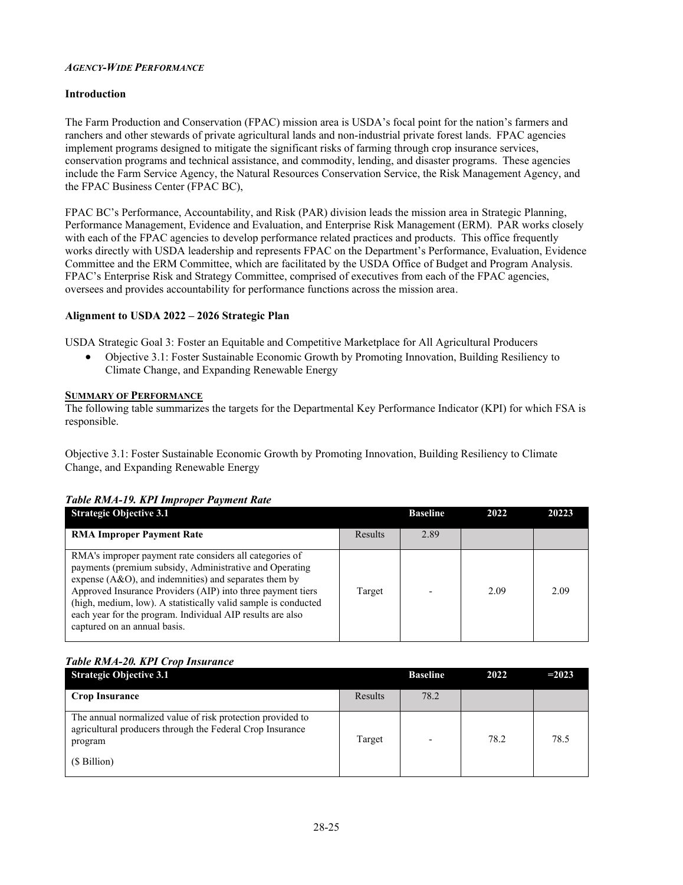*AGENCY-WIDE PERFORMANCE*

### Introduction

The Farm Production and Conservation (FPAC) mission area is USDA's focal point for the nation's farmers and ranchers and other stewards of private agricultural lands and non-industrial private forest lands. FPAC agencies implement programs designed to mitigate the significant risks of farming through crop insurance services, conservation programs and technical assistance, and commodity, lending, and disaster programs. These agencies include the Farm Service Agency, the Natural Resources Conservation Service, the Risk Management Agency, and the FPAC Business Center (FPAC BC),

FPAC BC's Performance, Accountability, and Risk (PAR) division leads the mission area in Strategic Planning, Performance Management, Evidence and Evaluation, and Enterprise Risk Management (ERM). PAR works closely with each of the FPAC agencies to develop performance related practices and products. This office frequently works directly with USDA leadership and represents FPAC on the Department's Performance, Evaluation, Evidence Committee and the ERM Committee, which are facilitated by the USDA Office of Budget and Program Analysis. FPAC's Enterprise Risk and Strategy Committee, comprised of executives from each of the FPAC agencies, oversees and provides accountability for performance functions across the mission area.

### Alignment to USDA 2022 – 2026 Strategic Plan

USDA Strategic Goal 3: Foster an Equitable and Competitive Marketplace for All Agricultural Producers

- Objective 3.1: Foster Sustainable Economic Growth by Promoting Innovation, Building Resiliency to Climate Change, and Expanding Renewable Energy

**SUMMARY OF PERFORMANCE**

The following table summarizes the targets for the Departmental Key Performance Indicator (KPI) for which FSA is responsible.

Objective 3.1: Foster Sustainable Economic Growth by Promoting Innovation, Building Resiliency to Climate Change, and Expanding Renewable Energy

***Table RMA-19. KPI Improper Payment Rate***

| Strategic Objective 3.1 | | Baseline | 2022 | 20223 |
|---|---|---|---|---|
| **RMA Improper Payment Rate** | Results | 2.89 | | |
| RMA's improper payment rate considers all categories of payments (premium subsidy, Administrative and Operating expense (A&O), and indemnities) and separates them by Approved Insurance Providers (AIP) into three payment tiers (high, medium, low). A statistically valid sample is conducted each year for the program. Individual AIP results are also captured on an annual basis. | Target | - | 2.09 | 2.09 |

***Table RMA-20. KPI Crop Insurance***

| Strategic Objective 3.1 | | Baseline | 2022 | =2023 |
|---|---|---|---|---|
| **Crop Insurance** | Results | 78.2 | | |
| The annual normalized value of risk protection provided to agricultural producers through the Federal Crop Insurance program<br><br>($ Billion) | Target | - | 78.2 | 78.5 |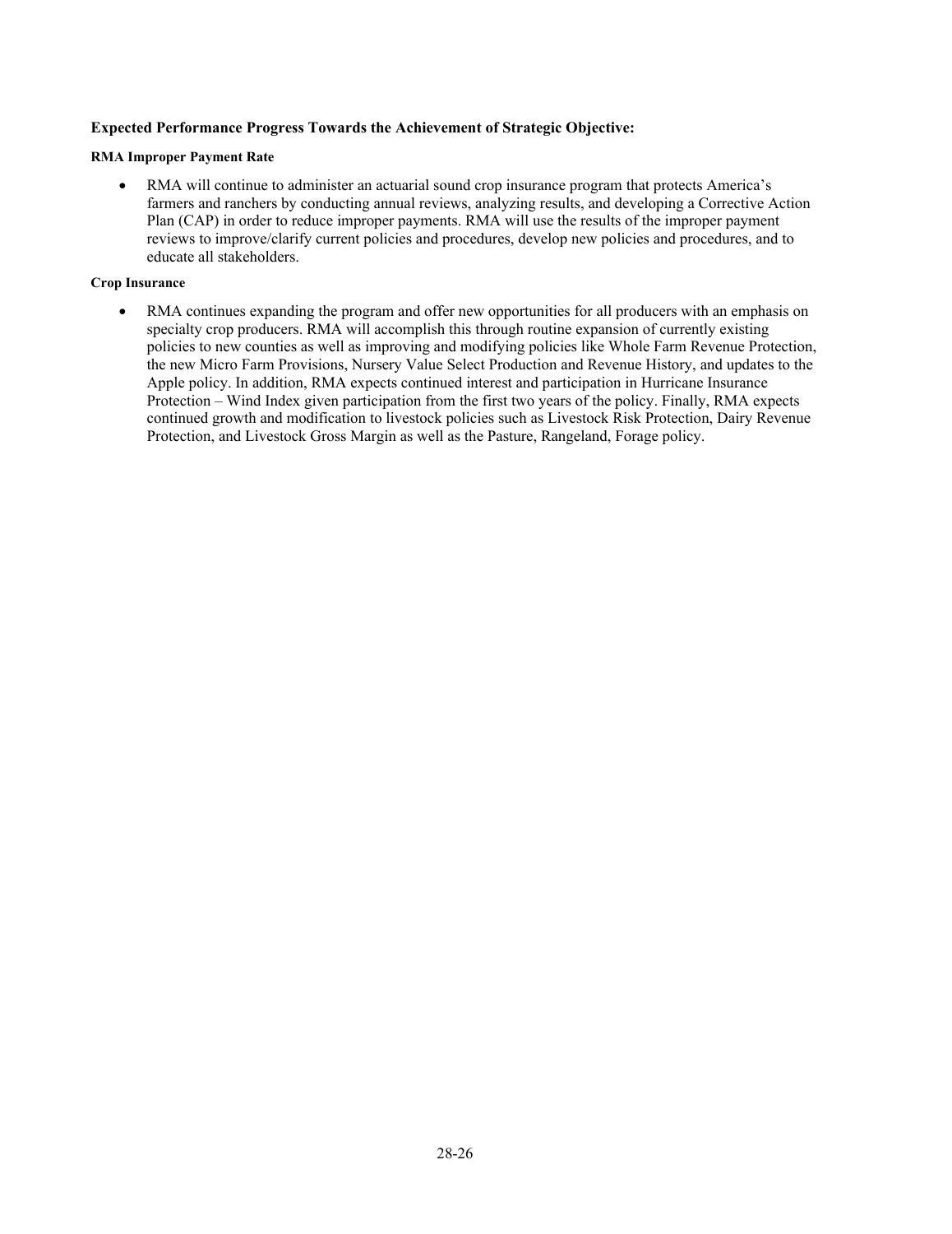### Expected Performance Progress Towards the Achievement of Strategic Objective:

#### RMA Improper Payment Rate

- RMA will continue to administer an actuarial sound crop insurance program that protects America's farmers and ranchers by conducting annual reviews, analyzing results, and developing a Corrective Action Plan (CAP) in order to reduce improper payments. RMA will use the results of the improper payment reviews to improve/clarify current policies and procedures, develop new policies and procedures, and to educate all stakeholders.

#### Crop Insurance

- RMA continues expanding the program and offer new opportunities for all producers with an emphasis on specialty crop producers. RMA will accomplish this through routine expansion of currently existing policies to new counties as well as improving and modifying policies like Whole Farm Revenue Protection, the new Micro Farm Provisions, Nursery Value Select Production and Revenue History, and updates to the Apple policy. In addition, RMA expects continued interest and participation in Hurricane Insurance Protection – Wind Index given participation from the first two years of the policy. Finally, RMA expects continued growth and modification to livestock policies such as Livestock Risk Protection, Dairy Revenue Protection, and Livestock Gross Margin as well as the Pasture, Rangeland, Forage policy.